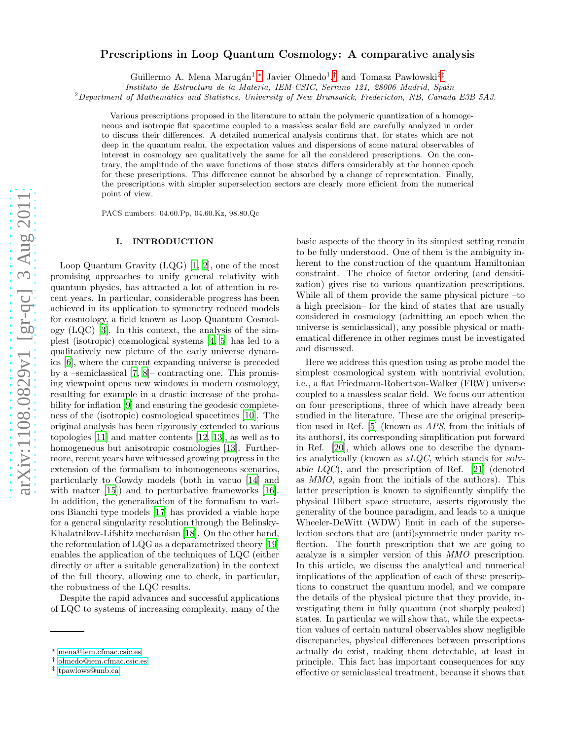# Prescriptions in Loop Quantum Cosmology: A comparative analysis

Guillermo A. Mena Marugán[1,*], Javier Olmedo[1,†] and Tomasz Pawłowski[2,‡]

[1] *Instituto de Estructura de la Materia, IEM-CSIC, Serrano 121, 28006 Madrid, Spain*

[2] *Department of Mathematics and Statistics, University of New Brunswick, Fredericton, NB, Canada E3B 5A3.*

Various prescriptions proposed in the literature to attain the polymeric quantization of a homogeneous and isotropic flat spacetime coupled to a massless scalar field are carefully analyzed in order to discuss their differences. A detailed numerical analysis confirms that, for states which are not deep in the quantum realm, the expectation values and dispersions of some natural observables of interest in cosmology are qualitatively the same for all the considered prescriptions. On the contrary, the amplitude of the wave functions of those states differs considerably at the bounce epoch for these prescriptions. This difference cannot be absorbed by a change of representation. Finally, the prescriptions with simpler superselection sectors are clearly more efficient from the numerical point of view.

PACS numbers: 04.60.Pp, 04.60.Kz, 98.80.Qc

## I. INTRODUCTION

Loop Quantum Gravity (LQG) [1, 2], one of the most promising approaches to unify general relativity with quantum physics, has attracted a lot of attention in recent years. In particular, considerable progress has been achieved in its application to symmetry reduced models for cosmology, a field known as Loop Quantum Cosmology (LQC) [3]. In this context, the analysis of the simplest (isotropic) cosmological systems [4, 5] has led to a qualitatively new picture of the early universe dynamics [6], where the current expanding universe is preceded by a –semiclassical [7, 8]– contracting one. This promising viewpoint opens new windows in modern cosmology, resulting for example in a drastic increase of the probability for inflation [9] and ensuring the geodesic completeness of the (isotropic) cosmological spacetimes [10]. The original analysis has been rigorously extended to various topologies [11] and matter contents [12, 13], as well as to homogeneous but anisotropic cosmologies [13]. Furthermore, recent years have witnessed growing progress in the extension of the formalism to inhomogeneous scenarios, particularly to Gowdy models (both in vacuo [14] and with matter [15]) and to perturbative frameworks [16]. In addition, the generalization of the formalism to various Bianchi type models [17] has provided a viable hope for a general singularity resolution through the Belinsky-Khalatnikov-Lifshitz mechanism [18]. On the other hand, the reformulation of LQG as a deparametrized theory [19] enables the application of the techniques of LQC (either directly or after a suitable generalization) in the context of the full theory, allowing one to check, in particular, the robustness of the LQC results.

Despite the rapid advances and successful applications of LQC to systems of increasing complexity, many of the basic aspects of the theory in its simplest setting remain to be fully understood. One of them is the ambiguity inherent to the construction of the quantum Hamiltonian constraint. The choice of factor ordering (and densitization) gives rise to various quantization prescriptions. While all of them provide the same physical picture –to a high precision– for the kind of states that are usually considered in cosmology (admitting an epoch when the universe is semiclassical), any possible physical or mathematical difference in other regimes must be investigated and discussed.

Here we address this question using as probe model the simplest cosmological system with nontrivial evolution, i.e., a flat Friedmann-Robertson-Walker (FRW) universe coupled to a massless scalar field. We focus our attention on four prescriptions, three of which have already been studied in the literature. These are the original prescription used in Ref. [5] (known as *APS*, from the initials of its authors), its corresponding simplification put forward in Ref. [20], which allows one to describe the dynamics analytically (known as *sLQC*, which stands for *solvable LQC*), and the prescription of Ref. [21] (denoted as *MMO*, again from the initials of the authors). This latter prescription is known to significantly simplify the physical Hilbert space structure, asserts rigorously the generality of the bounce paradigm, and leads to a unique Wheeler-DeWitt (WDW) limit in each of the superselection sectors that are (anti)symmetric under parity reflection. The fourth prescription that we are going to analyze is a simpler version of this *MMO* prescription. In this article, we discuss the analytical and numerical implications of the application of each of these prescriptions to construct the quantum model, and we compare the details of the physical picture that they provide, investigating them in fully quantum (not sharply peaked) states. In particular we will show that, while the expectation values of certain natural observables show negligible discrepancies, physical differences between prescriptions actually do exist, making them detectable, at least in principle. This fact has important consequences for any effective or semiclassical treatment, because it shows that

* mena@iem.cfmac.csic.es

† olmedo@iem.cfmac.csic.es

‡ tpawlows@unb.ca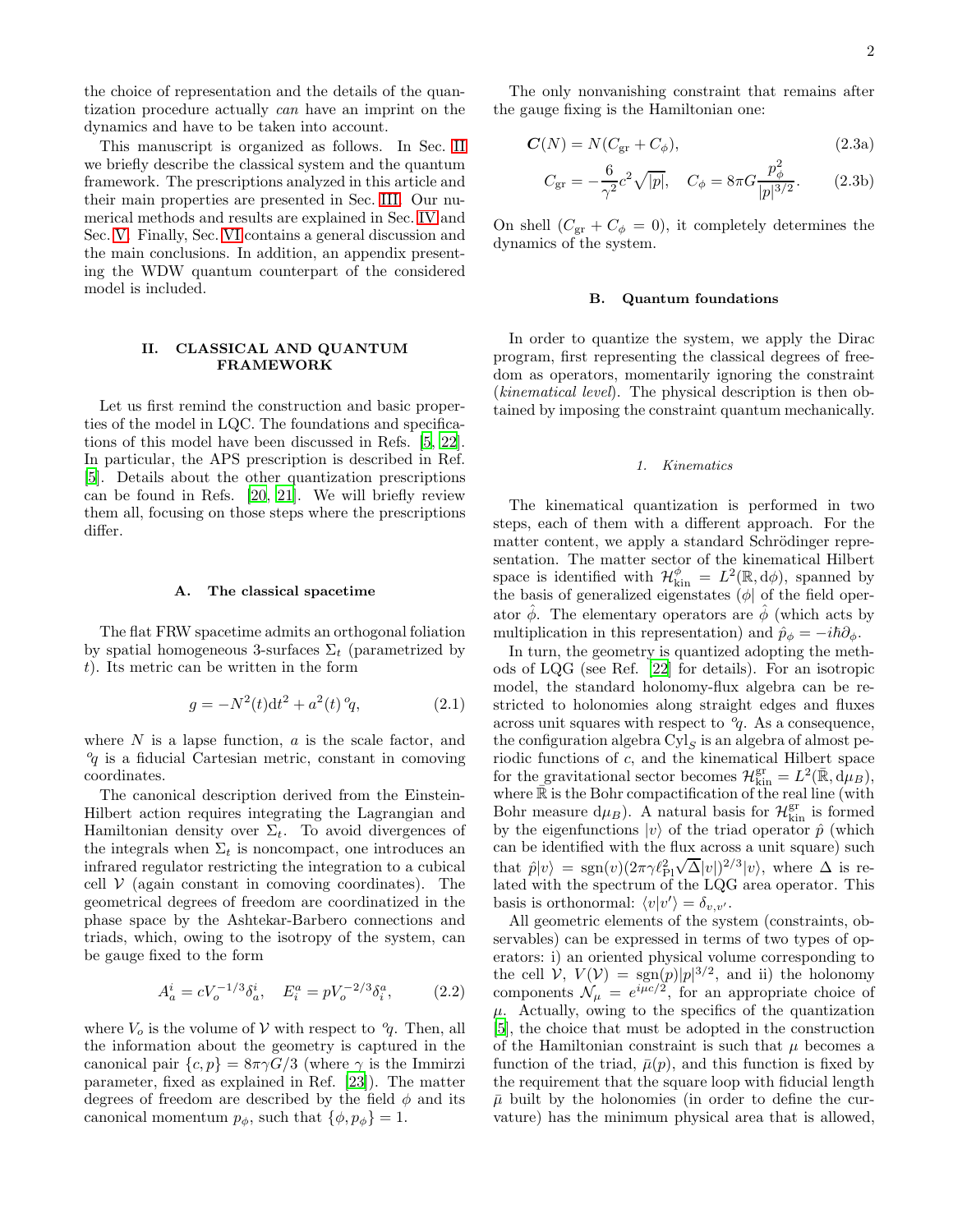the choice of representation and the details of the quantization procedure actually *can* have an imprint on the dynamics and have to be taken into account.

This manuscript is organized as follows. In Sec. II we briefly describe the classical system and the quantum framework. The prescriptions analyzed in this article and their main properties are presented in Sec. III. Our numerical methods and results are explained in Sec. IV and Sec. V. Finally, Sec. VI contains a general discussion and the main conclusions. In addition, an appendix presenting the WDW quantum counterpart of the considered model is included.

## II. CLASSICAL AND QUANTUM FRAMEWORK

Let us first remind the construction and basic properties of the model in LQC. The foundations and specifications of this model have been discussed in Refs. [5, 22]. In particular, the APS prescription is described in Ref. [5]. Details about the other quantization prescriptions can be found in Refs. [20, 21]. We will briefly review them all, focusing on those steps where the prescriptions differ.

### A. The classical spacetime

The flat FRW spacetime admits an orthogonal foliation by spatial homogeneous 3-surfaces $\Sigma_t$ (parametrized by $t$). Its metric can be written in the form

$$g = -N^2(t)\mathrm{d}t^2 + a^2(t)\,{}^o\!q, \tag{2.1}$$

where $N$ is a lapse function, $a$ is the scale factor, and ${}^o\!q$ is a fiducial Cartesian metric, constant in comoving coordinates.

The canonical description derived from the Einstein-Hilbert action requires integrating the Lagrangian and Hamiltonian density over $\Sigma_t$. To avoid divergences of the integrals when $\Sigma_t$ is noncompact, one introduces an infrared regulator restricting the integration to a cubical cell $\mathcal{V}$ (again constant in comoving coordinates). The geometrical degrees of freedom are coordinatized in the phase space by the Ashtekar-Barbero connections and triads, which, owing to the isotropy of the system, can be gauge fixed to the form

$$A^i_a = cV_o^{-1/3}\delta^i_a, \quad E^a_i = pV_o^{-2/3}\delta^a_i, \tag{2.2}$$

where $V_o$ is the volume of $\mathcal{V}$ with respect to ${}^o\!q$. Then, all the information about the geometry is captured in the canonical pair $\{c,p\} = 8\pi\gamma G/3$ (where $\gamma$ is the Immirzi parameter, fixed as explained in Ref. [23]). The matter degrees of freedom are described by the field $\phi$ and its canonical momentum $p_\phi$, such that $\{\phi, p_\phi\} = 1$.

The only nonvanishing constraint that remains after the gauge fixing is the Hamiltonian one:

$$\boldsymbol{C}(N) = N(C_{\mathrm{gr}} + C_\phi), \tag{2.3a}$$

$$C_{\mathrm{gr}} = -\frac{6}{\gamma^2}c^2\sqrt{|p|}, \quad C_\phi = 8\pi G\frac{p_\phi^2}{|p|^{3/2}}. \tag{2.3b}$$

On shell ($C_{\mathrm{gr}} + C_\phi = 0$), it completely determines the dynamics of the system.

### B. Quantum foundations

In order to quantize the system, we apply the Dirac program, first representing the classical degrees of freedom as operators, momentarily ignoring the constraint (*kinematical level*). The physical description is then obtained by imposing the constraint quantum mechanically.

#### 1. Kinematics

The kinematical quantization is performed in two steps, each of them with a different approach. For the matter content, we apply a standard Schrödinger representation. The matter sector of the kinematical Hilbert space is identified with $\mathcal{H}^\phi_{\mathrm{kin}} = L^2(\mathbb{R}, \mathrm{d}\phi)$, spanned by the basis of generalized eigenstates $(\phi|$ of the field operator $\hat{\phi}$. The elementary operators are $\hat{\phi}$ (which acts by multiplication in this representation) and $\hat{p}_\phi = -i\hbar\partial_\phi$.

In turn, the geometry is quantized adopting the methods of LQG (see Ref. [22] for details). For an isotropic model, the standard holonomy-flux algebra can be restricted to holonomies along straight edges and fluxes across unit squares with respect to ${}^o\!q$. As a consequence, the configuration algebra $\mathrm{Cyl}_S$ is an algebra of almost periodic functions of $c$, and the kinematical Hilbert space for the gravitational sector becomes $\mathcal{H}^{\mathrm{gr}}_{\mathrm{kin}} = L^2(\bar{\mathbb{R}}, \mathrm{d}\mu_B)$, where $\bar{\mathbb{R}}$ is the Bohr compactification of the real line (with Bohr measure $\mathrm{d}\mu_B$). A natural basis for $\mathcal{H}^{\mathrm{gr}}_{\mathrm{kin}}$ is formed by the eigenfunctions $|v\rangle$ of the triad operator $\hat{p}$ (which can be identified with the flux across a unit square) such that $\hat{p}|v\rangle = \mathrm{sgn}(v)(2\pi\gamma\ell^2_{\mathrm{Pl}}\sqrt{\Delta}|v|)^{2/3}|v\rangle$, where $\Delta$ is related with the spectrum of the LQG area operator. This basis is orthonormal: $\langle v|v'\rangle = \delta_{v,v'}$.

All geometric elements of the system (constraints, observables) can be expressed in terms of two types of operators: i) an oriented physical volume corresponding to the cell $\mathcal{V}$, $V(\mathcal{V}) = \mathrm{sgn}(p)|p|^{3/2}$, and ii) the holonomy components $\mathcal{N}_\mu = e^{i\mu c/2}$, for an appropriate choice of $\mu$. Actually, owing to the specifics of the quantization [5], the choice that must be adopted in the construction of the Hamiltonian constraint is such that $\mu$ becomes a function of the triad, $\bar{\mu}(p)$, and this function is fixed by the requirement that the square loop with fiducial length $\bar{\mu}$ built by the holonomies (in order to define the curvature) has the minimum physical area that is allowed,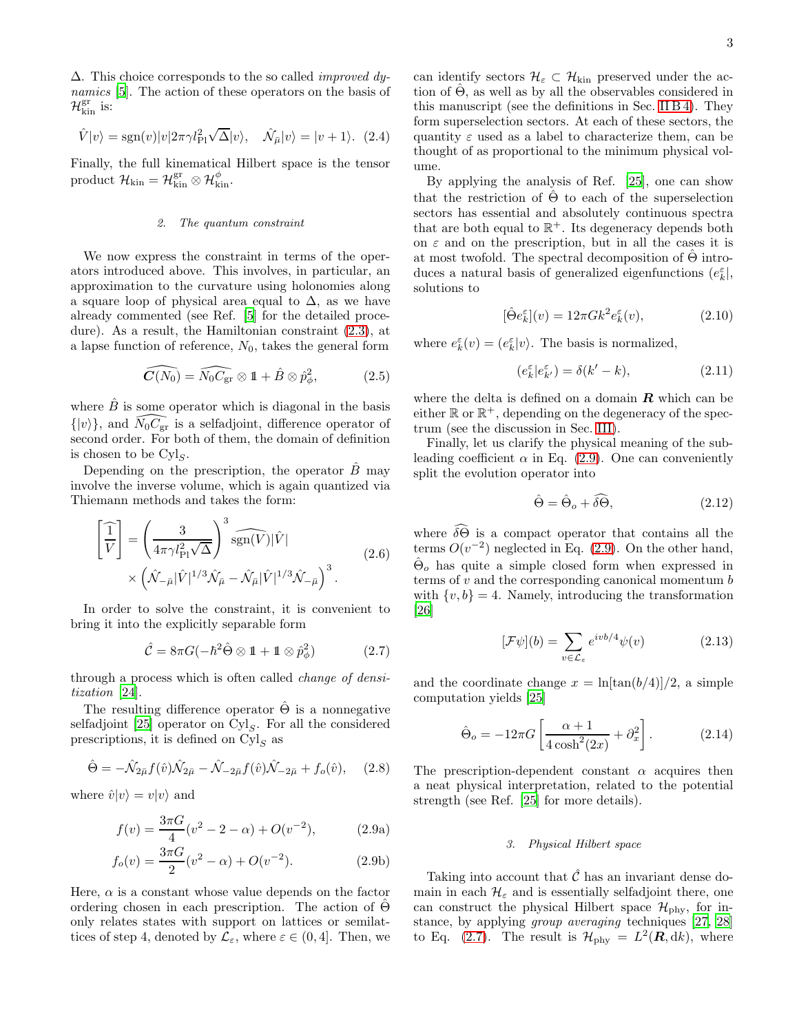Δ. This choice corresponds to the so called *improved dynamics* [5]. The action of these operators on the basis of $\mathcal{H}_{\rm kin}^{\rm gr}$ is:

$$\hat{V}|v\rangle = {\rm sgn}(v)|v|2\pi\gamma l_{\rm Pl}^2\sqrt{\Delta}|v\rangle, \quad \hat{\mathcal{N}_{\bar{\mu}}}|v\rangle = |v+1\rangle. \tag{2.4}$$

Finally, the full kinematical Hilbert space is the tensor product $\mathcal{H}_{\rm kin} = \mathcal{H}_{\rm kin}^{\rm gr} \otimes \mathcal{H}_{\rm kin}^{\phi}$.

#### 2. The quantum constraint

We now express the constraint in terms of the operators introduced above. This involves, in particular, an approximation to the curvature using holonomies along a square loop of physical area equal to Δ, as we have already commented (see Ref. [5] for the detailed procedure). As a result, the Hamiltonian constraint (2.3), at a lapse function of reference, $N_0$, takes the general form

$$\widehat{\boldsymbol{C}(N_0)} = \widehat{N_0 C_{\rm gr}} \otimes \mathbb{1} + \hat{B} \otimes \hat{p}_\phi^2, \tag{2.5}$$

where $\hat{B}$ is some operator which is diagonal in the basis $\{|v\rangle\}$, and $\widehat{N_0 C_{\rm gr}}$ is a selfadjoint, difference operator of second order. For both of them, the domain of definition is chosen to be ${\rm Cyl}_S$.

Depending on the prescription, the operator $\hat{B}$ may involve the inverse volume, which is again quantized via Thiemann methods and takes the form:

$$\begin{aligned}\left[\widehat{\frac{1}{V}}\right] = &\left(\frac{3}{4\pi\gamma l_{\rm Pl}^2\sqrt{\Delta}}\right)^3 \widehat{{\rm sgn}(V)}|\hat{V}| \\ &\times \left(\hat{\mathcal{N}}_{-\bar{\mu}}|\hat{V}|^{1/3}\hat{\mathcal{N}}_{\bar{\mu}} - \hat{\mathcal{N}}_{\bar{\mu}}|\hat{V}|^{1/3}\hat{\mathcal{N}}_{-\bar{\mu}}\right)^3.\end{aligned} \tag{2.6}$$

In order to solve the constraint, it is convenient to bring it into the explicitly separable form

$$\hat{\mathcal{C}} = 8\pi G(-\hbar^2\hat{\Theta}\otimes\mathbb{1} + \mathbb{1}\otimes\hat{p}_\phi^2) \tag{2.7}$$

through a process which is often called *change of densitization* [24].

The resulting difference operator $\hat{\Theta}$ is a nonnegative selfadjoint [25] operator on ${\rm Cyl}_S$. For all the considered prescriptions, it is defined on ${\rm Cyl}_S$ as

$$\hat{\Theta} = -\hat{\mathcal{N}}_{2\bar{\mu}} f(\hat{v})\hat{\mathcal{N}}_{2\bar{\mu}} - \hat{\mathcal{N}}_{-2\bar{\mu}} f(\hat{v})\hat{\mathcal{N}}_{-2\bar{\mu}} + f_o(\hat{v}), \tag{2.8}$$

where $\hat{v}|v\rangle = v|v\rangle$ and

$$f(v) = \frac{3\pi G}{4}(v^2 - 2 - \alpha) + O(v^{-2}), \tag{2.9a}$$

$$f_o(v) = \frac{3\pi G}{2}(v^2 - \alpha) + O(v^{-2}). \tag{2.9b}$$

Here, $\alpha$ is a constant whose value depends on the factor ordering chosen in each prescription. The action of $\hat{\Theta}$ only relates states with support on lattices or semilattices of step 4, denoted by $\mathcal{L}_\varepsilon$, where $\varepsilon \in (0, 4]$. Then, we can identify sectors $\mathcal{H}_\varepsilon \subset \mathcal{H}_{\rm kin}$ preserved under the action of $\hat{\Theta}$, as well as by all the observables considered in this manuscript (see the definitions in Sec. II B 4). They form superselection sectors. At each of these sectors, the quantity $\varepsilon$ used as a label to characterize them, can be thought of as proportional to the minimum physical volume.

By applying the analysis of Ref. [25], one can show that the restriction of $\hat{\Theta}$ to each of the superselection sectors has essential and absolutely continuous spectra that are both equal to $\mathbb{R}^+$. Its degeneracy depends both on $\varepsilon$ and on the prescription, but in all the cases it is at most twofold. The spectral decomposition of $\hat{\Theta}$ introduces a natural basis of generalized eigenfunctions $(e_k^\varepsilon|$, solutions to

$$[\hat{\Theta}e_k^\varepsilon](v) = 12\pi G k^2 e_k^\varepsilon(v), \tag{2.10}$$

where $e_k^\varepsilon(v) = (e_k^\varepsilon|v\rangle$. The basis is normalized,

$$(e_k^\varepsilon|e_{k'}^\varepsilon) = \delta(k' - k), \tag{2.11}$$

where the delta is defined on a domain $\boldsymbol{R}$ which can be either $\mathbb{R}$ or $\mathbb{R}^+$, depending on the degeneracy of the spectrum (see the discussion in Sec. III).

Finally, let us clarify the physical meaning of the subleading coefficient $\alpha$ in Eq. (2.9). One can conveniently split the evolution operator into

$$\hat{\Theta} = \hat{\Theta}_o + \widehat{\delta\Theta}, \tag{2.12}$$

where $\widehat{\delta\Theta}$ is a compact operator that contains all the terms $O(v^{-2})$ neglected in Eq. (2.9). On the other hand, $\hat{\Theta}_o$ has quite a simple closed form when expressed in terms of $v$ and the corresponding canonical momentum $b$ with $\{v, b\} = 4$. Namely, introducing the transformation [26]

$$[\mathcal{F}\psi](b) = \sum_{v\in\mathcal{L}_\varepsilon} e^{ivb/4}\psi(v) \tag{2.13}$$

and the coordinate change $x = \ln[\tan(b/4)]/2$, a simple computation yields [25]

$$\hat{\Theta}_o = -12\pi G\left[\frac{\alpha+1}{4\cosh^2(2x)} + \partial_x^2\right]. \tag{2.14}$$

The prescription-dependent constant $\alpha$ acquires then a neat physical interpretation, related to the potential strength (see Ref. [25] for more details).

#### 3. Physical Hilbert space

Taking into account that $\hat{\mathcal{C}}$ has an invariant dense domain in each $\mathcal{H}_\varepsilon$ and is essentially selfadjoint there, one can construct the physical Hilbert space $\mathcal{H}_{\rm phy}$, for instance, by applying *group averaging* techniques [27, 28] to Eq. (2.7). The result is $\mathcal{H}_{\rm phy} = L^2(\boldsymbol{R}, {\rm d}k)$, where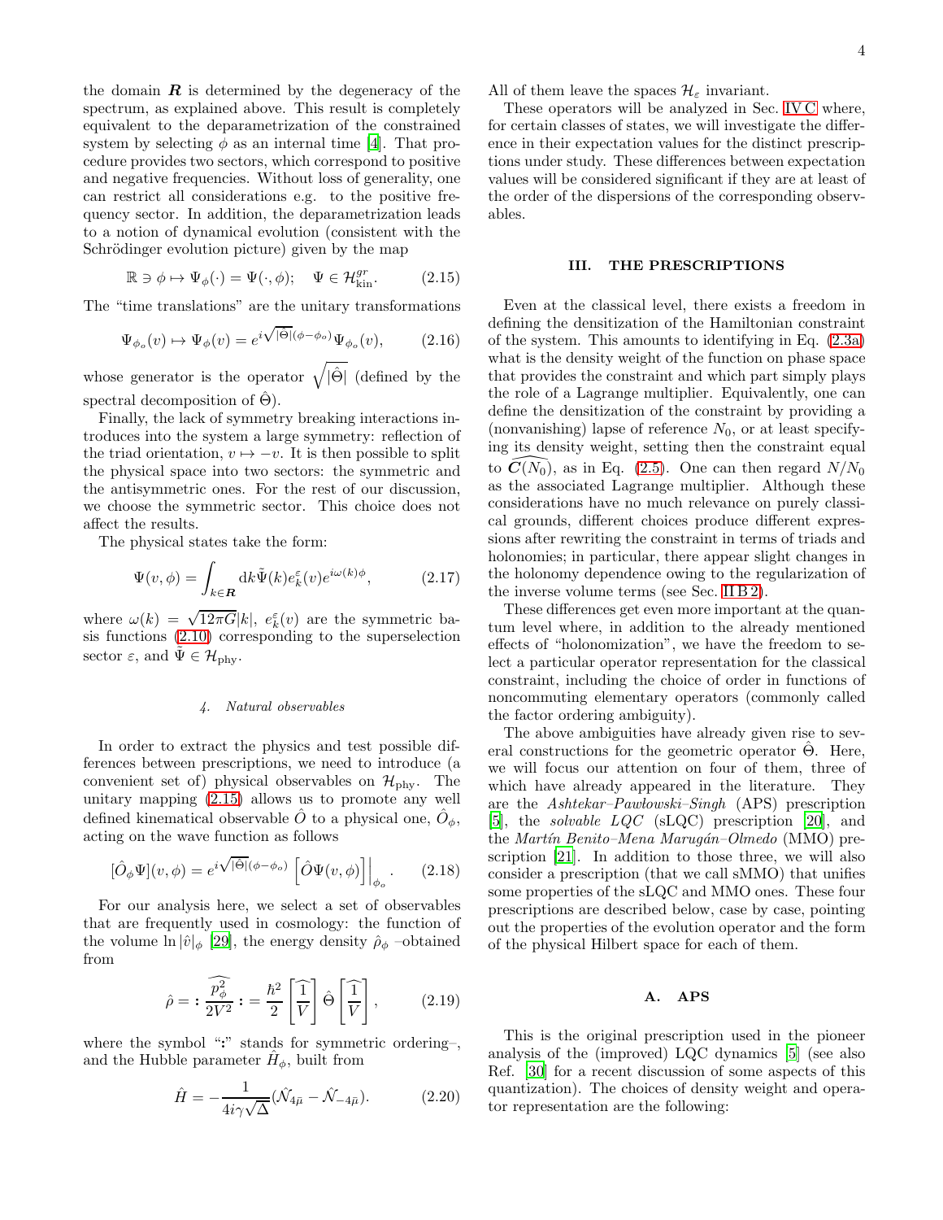the domain $\boldsymbol{R}$ is determined by the degeneracy of the spectrum, as explained above. This result is completely equivalent to the deparametrization of the constrained system by selecting $\phi$ as an internal time [4]. That procedure provides two sectors, which correspond to positive and negative frequencies. Without loss of generality, one can restrict all considerations e.g. to the positive frequency sector. In addition, the deparametrization leads to a notion of dynamical evolution (consistent with the Schrödinger evolution picture) given by the map

$$\mathbb{R} \ni \phi \mapsto \Psi_\phi(\cdot) = \Psi(\cdot, \phi); \quad \Psi \in \mathcal{H}^{gr}_{\rm kin}. \tag{2.15}$$

The "time translations" are the unitary transformations

$$\Psi_{\phi_o}(v) \mapsto \Psi_\phi(v) = e^{i\sqrt{|\hat\Theta|}(\phi-\phi_o)}\Psi_{\phi_o}(v), \tag{2.16}$$

whose generator is the operator $\sqrt{|\hat\Theta|}$ (defined by the spectral decomposition of $\hat\Theta$).

Finally, the lack of symmetry breaking interactions introduces into the system a large symmetry: reflection of the triad orientation, $v \mapsto -v$. It is then possible to split the physical space into two sectors: the symmetric and the antisymmetric ones. For the rest of our discussion, we choose the symmetric sector. This choice does not affect the results.

The physical states take the form:

$$\Psi(v,\phi) = \int_{k\in\boldsymbol{R}} {\rm d}k \tilde\Psi(k) e^\varepsilon_k(v) e^{i\omega(k)\phi}, \tag{2.17}$$

where $\omega(k) = \sqrt{12\pi G}|k|$, $e^\varepsilon_k(v)$ are the symmetric basis functions (2.10) corresponding to the superselection sector $\varepsilon$, and $\tilde\Psi \in \mathcal{H}_{\rm phy}$.

#### 4. Natural observables

In order to extract the physics and test possible differences between prescriptions, we need to introduce (a convenient set of) physical observables on $\mathcal{H}_{\rm phy}$. The unitary mapping (2.15) allows us to promote any well defined kinematical observable $\hat O$ to a physical one, $\hat O_\phi$, acting on the wave function as follows

$$[\hat O_\phi \Psi](v,\phi) = e^{i\sqrt{|\hat\Theta|}(\phi-\phi_o)} \left[\hat O \Psi(v,\phi)\right]\Big|_{\phi_o}. \tag{2.18}$$

For our analysis here, we select a set of observables that are frequently used in cosmology: the function of the volume $\ln|\hat v|_\phi$ [29], the energy density $\hat\rho_\phi$ –obtained from

$$\hat\rho = \boldsymbol{:}\,\widehat{\frac{p_\phi^2}{2V^2}}\,\boldsymbol{:} = \frac{\hbar^2}{2}\left[\widehat{\frac{1}{V}}\right]\hat\Theta\left[\widehat{\frac{1}{V}}\right], \tag{2.19}$$

where the symbol "$\boldsymbol{:}$" stands for symmetric ordering–, and the Hubble parameter $\hat H_\phi$, built from

$$\hat H = -\frac{1}{4i\gamma\sqrt{\Delta}}(\hat{\mathcal{N}}_{4\bar\mu} - \hat{\mathcal{N}}_{-4\bar\mu}). \tag{2.20}$$

All of them leave the spaces $\mathcal{H}_\varepsilon$ invariant.

These operators will be analyzed in Sec. IV C where, for certain classes of states, we will investigate the difference in their expectation values for the distinct prescriptions under study. These differences between expectation values will be considered significant if they are at least of the order of the dispersions of the corresponding observables.

## III. THE PRESCRIPTIONS

Even at the classical level, there exists a freedom in defining the densitization of the Hamiltonian constraint of the system. This amounts to identifying in Eq. (2.3a) what is the density weight of the function on phase space that provides the constraint and which part simply plays the role of a Lagrange multiplier. Equivalently, one can define the densitization of the constraint by providing a (nonvanishing) lapse of reference $N_0$, or at least specifying its density weight, setting then the constraint equal to $\widehat{\boldsymbol{C}(N_0)}$, as in Eq. (2.5). One can then regard $N/N_0$ as the associated Lagrange multiplier. Although these considerations have no much relevance on purely classical grounds, different choices produce different expressions after rewriting the constraint in terms of triads and holonomies; in particular, there appear slight changes in the holonomy dependence owing to the regularization of the inverse volume terms (see Sec. II B 2).

These differences get even more important at the quantum level where, in addition to the already mentioned effects of "holonomization", we have the freedom to select a particular operator representation for the classical constraint, including the choice of order in functions of noncommuting elementary operators (commonly called the factor ordering ambiguity).

The above ambiguities have already given rise to several constructions for the geometric operator $\hat\Theta$. Here, we will focus our attention on four of them, three of which have already appeared in the literature. They are the *Ashtekar–Pawlowski–Singh* (APS) prescription [5], the *solvable LQC* (sLQC) prescription [20], and the *Martín Benito–Mena Marugán–Olmedo* (MMO) prescription [21]. In addition to those three, we will also consider a prescription (that we call sMMO) that unifies some properties of the sLQC and MMO ones. These four prescriptions are described below, case by case, pointing out the properties of the evolution operator and the form of the physical Hilbert space for each of them.

### A. APS

This is the original prescription used in the pioneer analysis of the (improved) LQC dynamics [5] (see also Ref. [30] for a recent discussion of some aspects of this quantization). The choices of density weight and operator representation are the following: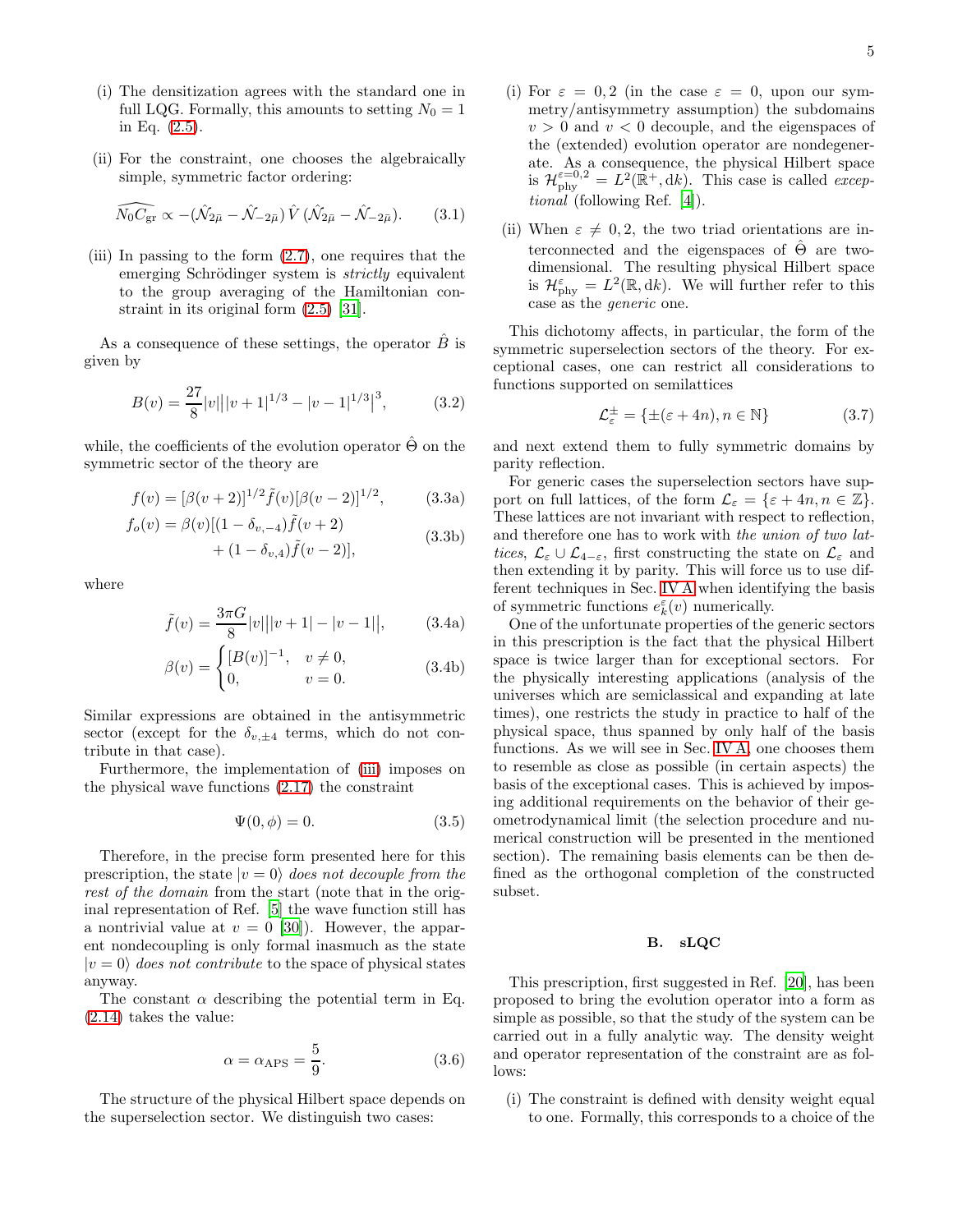(i) The densitization agrees with the standard one in full LQG. Formally, this amounts to setting $N_0 = 1$ in Eq. (2.5).

(ii) For the constraint, one chooses the algebraically simple, symmetric factor ordering:

$$\widehat{N_0 C_{\rm gr}} \propto -(\hat{\mathcal{N}}_{2\bar\mu} - \hat{\mathcal{N}}_{-2\bar\mu})\,\hat{V}\,(\hat{\mathcal{N}}_{2\bar\mu} - \hat{\mathcal{N}}_{-2\bar\mu}). \tag{3.1}$$

(iii) In passing to the form (2.7), one requires that the emerging Schrödinger system is *strictly* equivalent to the group averaging of the Hamiltonian constraint in its original form (2.5) [31].

As a consequence of these settings, the operator $\hat{B}$ is given by

$$B(v) = \frac{27}{8}|v|\big||v+1|^{1/3} - |v-1|^{1/3}\big|^3, \tag{3.2}$$

while, the coefficients of the evolution operator $\hat\Theta$ on the symmetric sector of the theory are

$$f(v) = [\beta(v+2)]^{1/2}\tilde{f}(v)[\beta(v-2)]^{1/2}, \tag{3.3a}$$

$$f_o(v) = \beta(v)[(1-\delta_{v,-4})\tilde{f}(v+2) + (1-\delta_{v,4})\tilde{f}(v-2)], \tag{3.3b}$$

where

$$\tilde{f}(v) = \frac{3\pi G}{8}|v|\big||v+1| - |v-1|\big|, \tag{3.4a}$$

$$\beta(v) = \begin{cases} [B(v)]^{-1}, & v \neq 0, \\ 0, & v = 0. \end{cases} \tag{3.4b}$$

Similar expressions are obtained in the antisymmetric sector (except for the $\delta_{v,\pm 4}$ terms, which do not contribute in that case).

Furthermore, the implementation of (iii) imposes on the physical wave functions (2.17) the constraint

$$\Psi(0,\phi) = 0. \tag{3.5}$$

Therefore, in the precise form presented here for this prescription, the state $|v=0\rangle$ *does not decouple from the rest of the domain* from the start (note that in the original representation of Ref. [5] the wave function still has a nontrivial value at $v = 0$ [30]). However, the apparent nondecoupling is only formal inasmuch as the state $|v=0\rangle$ *does not contribute* to the space of physical states anyway.

The constant $\alpha$ describing the potential term in Eq. (2.14) takes the value:

$$\alpha = \alpha_{\rm APS} = \frac{5}{9}. \tag{3.6}$$

The structure of the physical Hilbert space depends on the superselection sector. We distinguish two cases:

(i) For $\varepsilon = 0, 2$ (in the case $\varepsilon = 0$, upon our symmetry/antisymmetry assumption) the subdomains $v > 0$ and $v < 0$ decouple, and the eigenspaces of the (extended) evolution operator are nondegenerate. As a consequence, the physical Hilbert space is $\mathcal{H}^{\varepsilon=0,2}_{\rm phy} = L^2(\mathbb{R}^+, {\rm d}k)$. This case is called *exceptional* (following Ref. [4]).

(ii) When $\varepsilon \neq 0, 2$, the two triad orientations are interconnected and the eigenspaces of $\hat\Theta$ are two-dimensional. The resulting physical Hilbert space is $\mathcal{H}^{\varepsilon}_{\rm phy} = L^2(\mathbb{R}, {\rm d}k)$. We will further refer to this case as the *generic* one.

This dichotomy affects, in particular, the form of the symmetric superselection sectors of the theory. For exceptional cases, one can restrict all considerations to functions supported on semilattices

$$\mathcal{L}^{\pm}_{\varepsilon} = \{\pm(\varepsilon + 4n), n \in \mathbb{N}\} \tag{3.7}$$

and next extend them to fully symmetric domains by parity reflection.

For generic cases the superselection sectors have support on full lattices, of the form $\mathcal{L}_\varepsilon = \{\varepsilon + 4n, n \in \mathbb{Z}\}$. These lattices are not invariant with respect to reflection, and therefore one has to work with *the union of two lattices*, $\mathcal{L}_\varepsilon \cup \mathcal{L}_{4-\varepsilon}$, first constructing the state on $\mathcal{L}_\varepsilon$ and then extending it by parity. This will force us to use different techniques in Sec. IV A when identifying the basis of symmetric functions $e^{\varepsilon}_k(v)$ numerically.

One of the unfortunate properties of the generic sectors in this prescription is the fact that the physical Hilbert space is twice larger than for exceptional sectors. For the physically interesting applications (analysis of the universes which are semiclassical and expanding at late times), one restricts the study in practice to half of the physical space, thus spanned by only half of the basis functions. As we will see in Sec. IV A, one chooses them to resemble as close as possible (in certain aspects) the basis of the exceptional cases. This is achieved by imposing additional requirements on the behavior of their geometrodynamical limit (the selection procedure and numerical construction will be presented in the mentioned section). The remaining basis elements can be then defined as the orthogonal completion of the constructed subset.

### B. sLQC

This prescription, first suggested in Ref. [20], has been proposed to bring the evolution operator into a form as simple as possible, so that the study of the system can be carried out in a fully analytic way. The density weight and operator representation of the constraint are as follows:

(i) The constraint is defined with density weight equal to one. Formally, this corresponds to a choice of the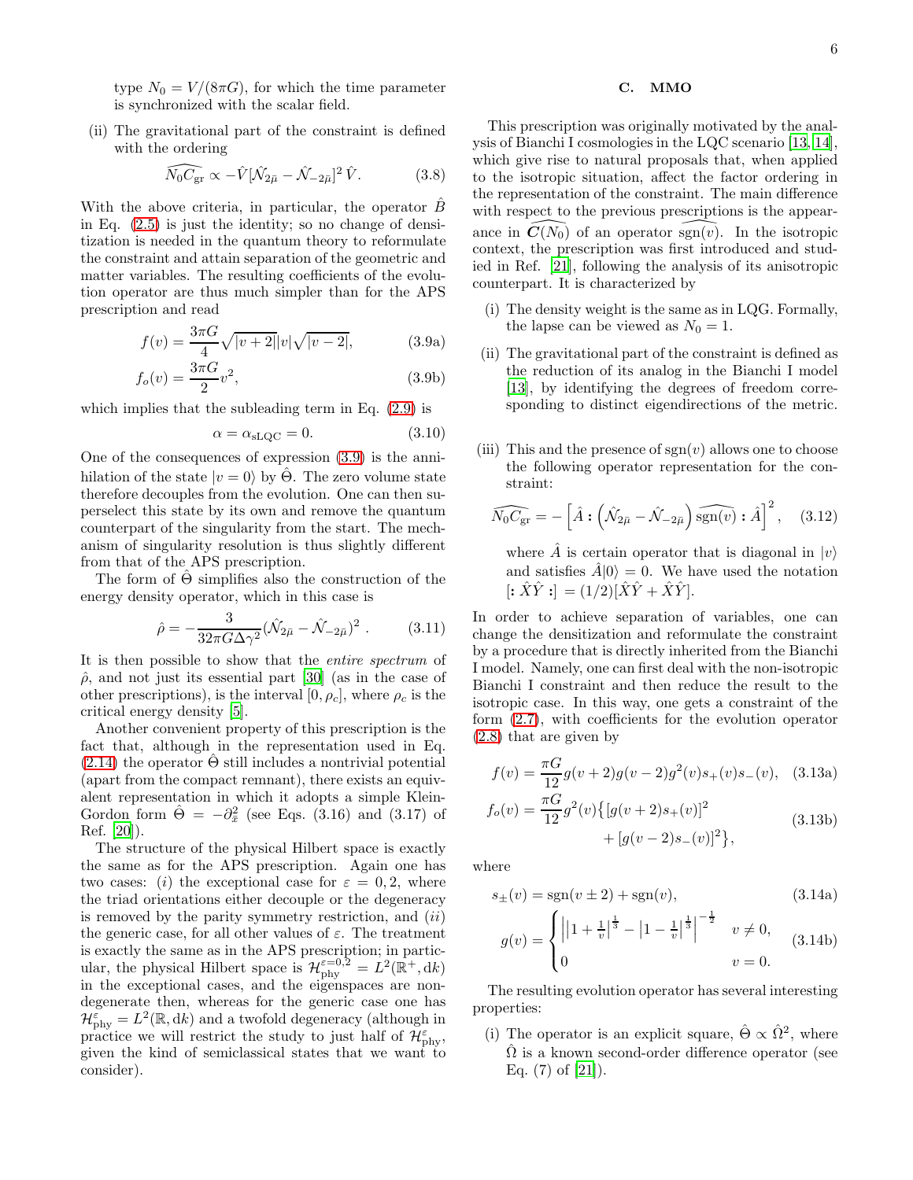type $N_0 = V/(8\pi G)$, for which the time parameter is synchronized with the scalar field.

(ii) The gravitational part of the constraint is defined with the ordering

$$\widehat{N_0 C_{\rm gr}} \propto -\hat{V}[\hat{\mathcal{N}}_{2\bar{\mu}} - \hat{\mathcal{N}}_{-2\bar{\mu}}]^2\,\hat{V}. \tag{3.8}$$

With the above criteria, in particular, the operator $\hat{B}$ in Eq. (2.5) is just the identity; so no change of densitization is needed in the quantum theory to reformulate the constraint and attain separation of the geometric and matter variables. The resulting coefficients of the evolution operator are thus much simpler than for the APS prescription and read

$$f(v) = \frac{3\pi G}{4}\sqrt{|v+2|}|v|\sqrt{|v-2|}, \tag{3.9a}$$

$$f_o(v) = \frac{3\pi G}{2}v^2, \tag{3.9b}$$

which implies that the subleading term in Eq. (2.9) is

$$\alpha = \alpha_{\rm sLQC} = 0. \tag{3.10}$$

One of the consequences of expression (3.9) is the annihilation of the state $|v=0\rangle$ by $\hat{\Theta}$. The zero volume state therefore decouples from the evolution. One can then superselect this state by its own and remove the quantum counterpart of the singularity from the start. The mechanism of singularity resolution is thus slightly different from that of the APS prescription.

The form of $\hat{\Theta}$ simplifies also the construction of the energy density operator, which in this case is

$$\hat{\rho} = -\frac{3}{32\pi G\Delta\gamma^2}(\hat{\mathcal{N}}_{2\bar{\mu}} - \hat{\mathcal{N}}_{-2\bar{\mu}})^2\,. \tag{3.11}$$

It is then possible to show that the *entire spectrum* of $\hat{\rho}$, and not just its essential part [30] (as in the case of other prescriptions), is the interval $[0,\rho_c]$, where $\rho_c$ is the critical energy density [5].

Another convenient property of this prescription is the fact that, although in the representation used in Eq. (2.14) the operator $\hat{\Theta}$ still includes a nontrivial potential (apart from the compact remnant), there exists an equivalent representation in which it adopts a simple Klein-Gordon form $\hat{\Theta} = -\partial_{\tilde{x}}^2$ (see Eqs. (3.16) and (3.17) of Ref. [20]).

The structure of the physical Hilbert space is exactly the same as for the APS prescription. Again one has two cases: (*i*) the exceptional case for $\varepsilon = 0, 2$, where the triad orientations either decouple or the degeneracy is removed by the parity symmetry restriction, and (*ii*) the generic case, for all other values of $\varepsilon$. The treatment is exactly the same as in the APS prescription; in particular, the physical Hilbert space is $\mathcal{H}_{\rm phy}^{\varepsilon=0,2} = L^2(\mathbb{R}^+, {\rm d}k)$ in the exceptional cases, and the eigenspaces are nondegenerate then, whereas for the generic case one has $\mathcal{H}_{\rm phy}^{\varepsilon} = L^2(\mathbb{R}, {\rm d}k)$ and a twofold degeneracy (although in practice we will restrict the study to just half of $\mathcal{H}_{\rm phy}^{\varepsilon}$, given the kind of semiclassical states that we want to consider).

### C. MMO

This prescription was originally motivated by the analysis of Bianchi I cosmologies in the LQC scenario [13, 14], which give rise to natural proposals that, when applied to the isotropic situation, affect the factor ordering in the representation of the constraint. The main difference with respect to the previous prescriptions is the appearance in $\widehat{C(N_0)}$ of an operator $\widehat{{\rm sgn}(v)}$. In the isotropic context, the prescription was first introduced and studied in Ref. [21], following the analysis of its anisotropic counterpart. It is characterized by

(i) The density weight is the same as in LQG. Formally, the lapse can be viewed as $N_0 = 1$.

(ii) The gravitational part of the constraint is defined as the reduction of its analog in the Bianchi I model [13], by identifying the degrees of freedom corresponding to distinct eigendirections of the metric.

(iii) This and the presence of ${\rm sgn}(v)$ allows one to choose the following operator representation for the constraint:

$$\widehat{N_0 C_{\rm gr}} = -\left[\hat{A} :\left(\hat{\mathcal{N}}_{2\bar{\mu}} - \hat{\mathcal{N}}_{-2\bar{\mu}}\right)\widehat{{\rm sgn}(v)}: \hat{A}\right]^2, \tag{3.12}$$

where $\hat{A}$ is certain operator that is diagonal in $|v\rangle$ and satisfies $\hat{A}|0\rangle = 0$. We have used the notation $[:\hat{X}\hat{Y}:] = (1/2)[\hat{X}\hat{Y} + \hat{X}\hat{Y}]$.

In order to achieve separation of variables, one can change the densitization and reformulate the constraint by a procedure that is directly inherited from the Bianchi I model. Namely, one can first deal with the non-isotropic Bianchi I constraint and then reduce the result to the isotropic case. In this way, one gets a constraint of the form (2.7), with coefficients for the evolution operator (2.8) that are given by

$$f(v) = \frac{\pi G}{12}g(v+2)g(v-2)g^2(v)s_+(v)s_-(v), \tag{3.13a}$$

$$f_o(v) = \frac{\pi G}{12}g^2(v)\{[g(v+2)s_+(v)]^2 + [g(v-2)s_-(v)]^2\}, \tag{3.13b}$$

where

$$s_\pm(v) = {\rm sgn}(v\pm 2) + {\rm sgn}(v), \tag{3.14a}$$

$$g(v) = \begin{cases} \left|\left|1+\frac{1}{v}\right|^{\frac{1}{3}} - \left|1-\frac{1}{v}\right|^{\frac{1}{3}}\right|^{-\frac{1}{2}} & v \neq 0, \\ 0 & v = 0. \end{cases} \tag{3.14b}$$

The resulting evolution operator has several interesting properties:

(i) The operator is an explicit square, $\hat{\Theta} \propto \hat{\Omega}^2$, where $\hat{\Omega}$ is a known second-order difference operator (see Eq. (7) of [21]).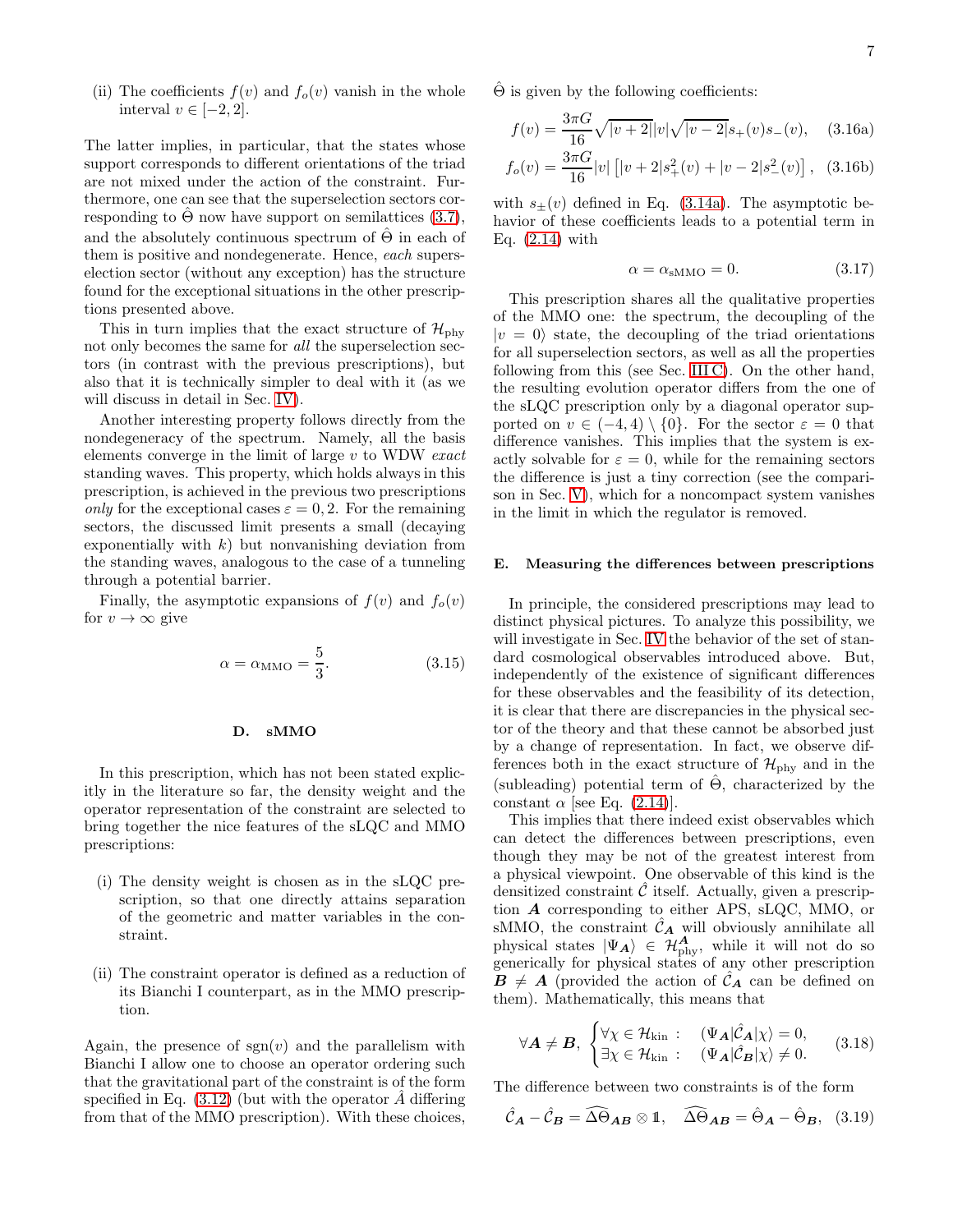(ii) The coefficients $f(v)$ and $f_o(v)$ vanish in the whole interval $v \in [-2, 2]$.

The latter implies, in particular, that the states whose support corresponds to different orientations of the triad are not mixed under the action of the constraint. Furthermore, one can see that the superselection sectors corresponding to $\hat{\Theta}$ now have support on semilattices (3.7), and the absolutely continuous spectrum of $\hat{\Theta}$ in each of them is positive and nondegenerate. Hence, *each* superselection sector (without any exception) has the structure found for the exceptional situations in the other prescriptions presented above.

This in turn implies that the exact structure of $\mathcal{H}_{\rm phy}$ not only becomes the same for *all* the superselection sectors (in contrast with the previous prescriptions), but also that it is technically simpler to deal with it (as we will discuss in detail in Sec. IV).

Another interesting property follows directly from the nondegeneracy of the spectrum. Namely, all the basis elements converge in the limit of large $v$ to WDW *exact* standing waves. This property, which holds always in this prescription, is achieved in the previous two prescriptions *only* for the exceptional cases $\varepsilon = 0, 2$. For the remaining sectors, the discussed limit presents a small (decaying exponentially with $k$) but nonvanishing deviation from the standing waves, analogous to the case of a tunneling through a potential barrier.

Finally, the asymptotic expansions of $f(v)$ and $f_o(v)$ for $v \to \infty$ give

$$\alpha = \alpha_{\rm MMO} = \frac{5}{3}. \tag{3.15}$$

### D. sMMO

In this prescription, which has not been stated explicitly in the literature so far, the density weight and the operator representation of the constraint are selected to bring together the nice features of the sLQC and MMO prescriptions:

(i) The density weight is chosen as in the sLQC prescription, so that one directly attains separation of the geometric and matter variables in the constraint.

(ii) The constraint operator is defined as a reduction of its Bianchi I counterpart, as in the MMO prescription.

Again, the presence of $\mathrm{sgn}(v)$ and the parallelism with Bianchi I allow one to choose an operator ordering such that the gravitational part of the constraint is of the form specified in Eq. (3.12) (but with the operator $\hat{A}$ differing from that of the MMO prescription). With these choices, $\hat{\Theta}$ is given by the following coefficients:

$$f(v) = \frac{3\pi G}{16}\sqrt{|v+2|}|v|\sqrt{|v-2|}s_+(v)s_-(v), \tag{3.16a}$$

$$f_o(v) = \frac{3\pi G}{16}|v|\left[|v+2|s_+^2(v) + |v-2|s_-^2(v)\right], \tag{3.16b}$$

with $s_\pm(v)$ defined in Eq. (3.14a). The asymptotic behavior of these coefficients leads to a potential term in Eq. (2.14) with

$$\alpha = \alpha_{\rm sMMO} = 0. \tag{3.17}$$

This prescription shares all the qualitative properties of the MMO one: the spectrum, the decoupling of the $|v=0\rangle$ state, the decoupling of the triad orientations for all superselection sectors, as well as all the properties following from this (see Sec. III C). On the other hand, the resulting evolution operator differs from the one of the sLQC prescription only by a diagonal operator supported on $v \in (-4, 4) \setminus \{0\}$. For the sector $\varepsilon = 0$ that difference vanishes. This implies that the system is exactly solvable for $\varepsilon = 0$, while for the remaining sectors the difference is just a tiny correction (see the comparison in Sec. V), which for a noncompact system vanishes in the limit in which the regulator is removed.

### E. Measuring the differences between prescriptions

In principle, the considered prescriptions may lead to distinct physical pictures. To analyze this possibility, we will investigate in Sec. IV the behavior of the set of standard cosmological observables introduced above. But, independently of the existence of significant differences for these observables and the feasibility of its detection, it is clear that there are discrepancies in the physical sector of the theory and that these cannot be absorbed just by a change of representation. In fact, we observe differences both in the exact structure of $\mathcal{H}_{\rm phy}$ and in the (subleading) potential term of $\hat{\Theta}$, characterized by the constant $\alpha$ [see Eq. (2.14)].

This implies that there indeed exist observables which can detect the differences between prescriptions, even though they may be not of the greatest interest from a physical viewpoint. One observable of this kind is the densitized constraint $\hat{\mathcal{C}}$ itself. Actually, given a prescription $\boldsymbol{A}$ corresponding to either APS, sLQC, MMO, or sMMO, the constraint $\hat{\mathcal{C}}_{\boldsymbol{A}}$ will obviously annihilate all physical states $|\Psi_{\boldsymbol{A}}\rangle \in \mathcal{H}_{\rm phy}^{\boldsymbol{A}}$, while it will not do so generically for physical states of any other prescription $\boldsymbol{B} \neq \boldsymbol{A}$ (provided the action of $\hat{\mathcal{C}}_{\boldsymbol{A}}$ can be defined on them). Mathematically, this means that

$$\forall \boldsymbol{A} \neq \boldsymbol{B}, \begin{cases} \forall \chi \in \mathcal{H}_{\rm kin}: & (\Psi_{\boldsymbol{A}}|\hat{\mathcal{C}}_{\boldsymbol{A}}|\chi\rangle = 0, \\ \exists \chi \in \mathcal{H}_{\rm kin}: & (\Psi_{\boldsymbol{A}}|\hat{\mathcal{C}}_{\boldsymbol{B}}|\chi\rangle \neq 0. \end{cases} \tag{3.18}$$

The difference between two constraints is of the form

$$\hat{\mathcal{C}}_{\boldsymbol{A}} - \hat{\mathcal{C}}_{\boldsymbol{B}} = \widehat{\Delta\Theta}_{\boldsymbol{AB}} \otimes \mathbb{1}, \quad \widehat{\Delta\Theta}_{\boldsymbol{AB}} = \hat{\Theta}_{\boldsymbol{A}} - \hat{\Theta}_{\boldsymbol{B}}, \tag{3.19}$$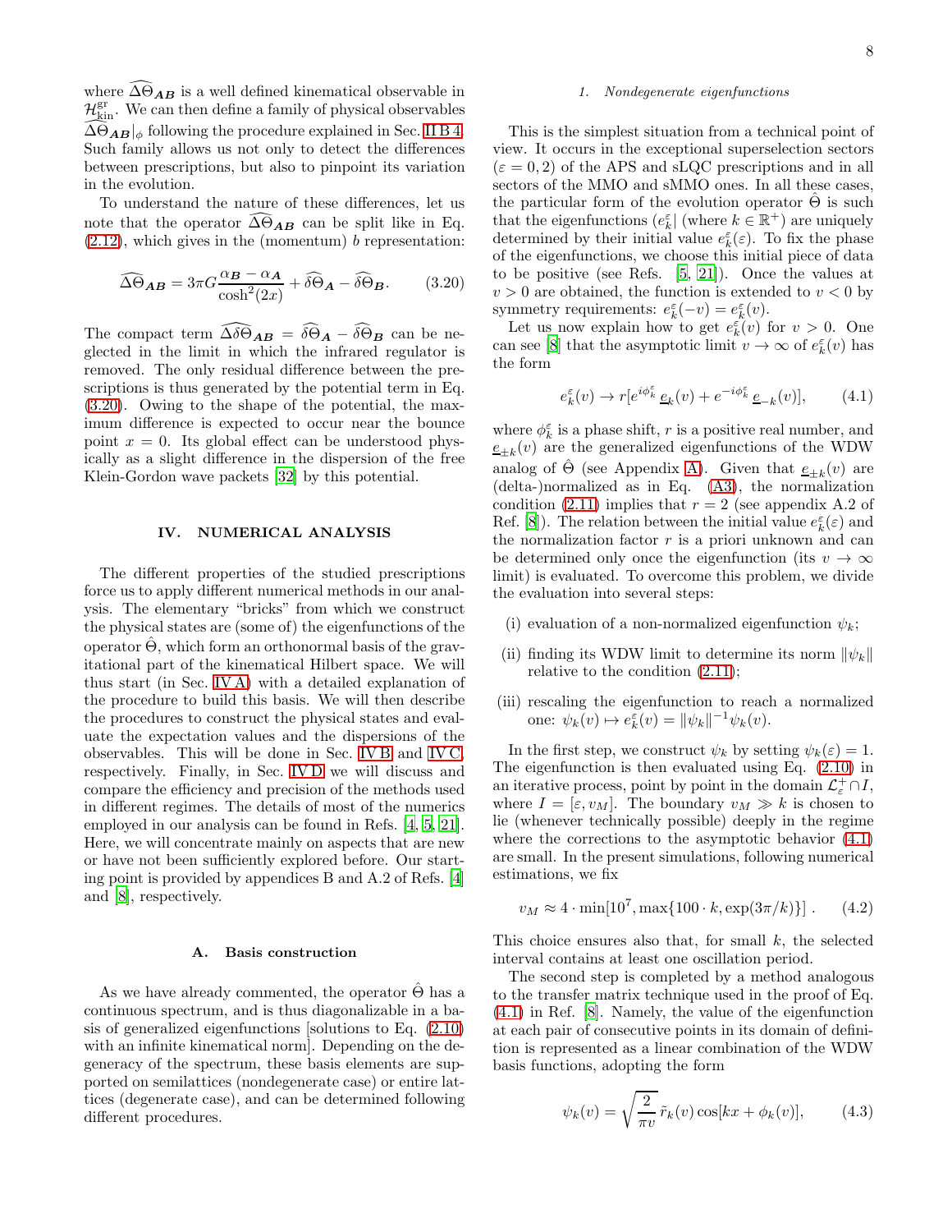where $\widehat{\Delta\Theta}_{\boldsymbol{AB}}$ is a well defined kinematical observable in $\mathcal{H}^{\rm gr}_{\rm kin}$. We can then define a family of physical observables $\widehat{\Delta\Theta}_{\boldsymbol{AB}}|_\phi$ following the procedure explained in Sec. II B 4. Such family allows us not only to detect the differences between prescriptions, but also to pinpoint its variation in the evolution.

To understand the nature of these differences, let us note that the operator $\widehat{\Delta\Theta}_{\boldsymbol{AB}}$ can be split like in Eq. (2.12), which gives in the (momentum) $b$ representation:

$$\widehat{\Delta\Theta}_{\boldsymbol{AB}} = 3\pi G \frac{\alpha_{\boldsymbol{B}} - \alpha_{\boldsymbol{A}}}{\cosh^2(2x)} + \widehat{\delta\Theta}_{\boldsymbol{A}} - \widehat{\delta\Theta}_{\boldsymbol{B}}. \tag{3.20}$$

The compact term $\widehat{\Delta\delta\Theta}_{\boldsymbol{AB}} = \widehat{\delta\Theta}_{\boldsymbol{A}} - \widehat{\delta\Theta}_{\boldsymbol{B}}$ can be neglected in the limit in which the infrared regulator is removed. The only residual difference between the prescriptions is thus generated by the potential term in Eq. (3.20). Owing to the shape of the potential, the maximum difference is expected to occur near the bounce point $x = 0$. Its global effect can be understood physically as a slight difference in the dispersion of the free Klein-Gordon wave packets [32] by this potential.

## IV. NUMERICAL ANALYSIS

The different properties of the studied prescriptions force us to apply different numerical methods in our analysis. The elementary "bricks" from which we construct the physical states are (some of) the eigenfunctions of the operator $\hat{\Theta}$, which form an orthonormal basis of the gravitational part of the kinematical Hilbert space. We will thus start (in Sec. IV A) with a detailed explanation of the procedure to build this basis. We will then describe the procedures to construct the physical states and evaluate the expectation values and the dispersions of the observables. This will be done in Sec. IV B and IV C, respectively. Finally, in Sec. IV D we will discuss and compare the efficiency and precision of the methods used in different regimes. The details of most of the numerics employed in our analysis can be found in Refs. [4, 5, 21]. Here, we will concentrate mainly on aspects that are new or have not been sufficiently explored before. Our starting point is provided by appendices B and A.2 of Refs. [4] and [8], respectively.

### A. Basis construction

As we have already commented, the operator $\hat{\Theta}$ has a continuous spectrum, and is thus diagonalizable in a basis of generalized eigenfunctions [solutions to Eq. (2.10) with an infinite kinematical norm]. Depending on the degeneracy of the spectrum, these basis elements are supported on semilattices (nondegenerate case) or entire lattices (degenerate case), and can be determined following different procedures.

#### 1. Nondegenerate eigenfunctions

This is the simplest situation from a technical point of view. It occurs in the exceptional superselection sectors ($\varepsilon = 0, 2$) of the APS and sLQC prescriptions and in all sectors of the MMO and sMMO ones. In all these cases, the particular form of the evolution operator $\hat{\Theta}$ is such that the eigenfunctions $(e^\varepsilon_k|$ (where $k \in \mathbb{R}^+$) are uniquely determined by their initial value $e^\varepsilon_k(\varepsilon)$. To fix the phase of the eigenfunctions, we choose this initial piece of data to be positive (see Refs. [5, 21]). Once the values at $v > 0$ are obtained, the function is extended to $v < 0$ by symmetry requirements: $e^\varepsilon_k(-v) = e^\varepsilon_k(v)$.

Let us now explain how to get $e^\varepsilon_k(v)$ for $v > 0$. One can see [8] that the asymptotic limit $v \to \infty$ of $e^\varepsilon_k(v)$ has the form

$$e^\varepsilon_k(v) \to r[e^{i\phi^\varepsilon_k}\,\underline{e}_k(v) + e^{-i\phi^\varepsilon_k}\,\underline{e}_{-k}(v)], \tag{4.1}$$

where $\phi^\varepsilon_k$ is a phase shift, $r$ is a positive real number, and $\underline{e}_{\pm k}(v)$ are the generalized eigenfunctions of the WDW analog of $\hat{\Theta}$ (see Appendix A). Given that $\underline{e}_{\pm k}(v)$ are (delta-)normalized as in Eq. (A3), the normalization condition (2.11) implies that $r = 2$ (see appendix A.2 of Ref. [8]). The relation between the initial value $e^\varepsilon_k(\varepsilon)$ and the normalization factor $r$ is a priori unknown and can be determined only once the eigenfunction (its $v \to \infty$ limit) is evaluated. To overcome this problem, we divide the evaluation into several steps:

(i) evaluation of a non-normalized eigenfunction $\psi_k$;

(ii) finding its WDW limit to determine its norm $\|\psi_k\|$ relative to the condition (2.11);

(iii) rescaling the eigenfunction to reach a normalized one: $\psi_k(v) \mapsto e^\varepsilon_k(v) = \|\psi_k\|^{-1}\psi_k(v)$.

In the first step, we construct $\psi_k$ by setting $\psi_k(\varepsilon) = 1$. The eigenfunction is then evaluated using Eq. (2.10) in an iterative process, point by point in the domain $\mathcal{L}^+_\varepsilon \cap I$, where $I = [\varepsilon, v_M]$. The boundary $v_M \gg k$ is chosen to lie (whenever technically possible) deeply in the regime where the corrections to the asymptotic behavior (4.1) are small. In the present simulations, following numerical estimations, we fix

$$v_M \approx 4 \cdot \min[10^7, \max\{100 \cdot k, \exp(3\pi/k)\}] \,. \tag{4.2}$$

This choice ensures also that, for small $k$, the selected interval contains at least one oscillation period.

The second step is completed by a method analogous to the transfer matrix technique used in the proof of Eq. (4.1) in Ref. [8]. Namely, the value of the eigenfunction at each pair of consecutive points in its domain of definition is represented as a linear combination of the WDW basis functions, adopting the form

$$\psi_k(v) = \sqrt{\frac{2}{\pi v}}\,\tilde{r}_k(v)\cos[kx + \phi_k(v)], \tag{4.3}$$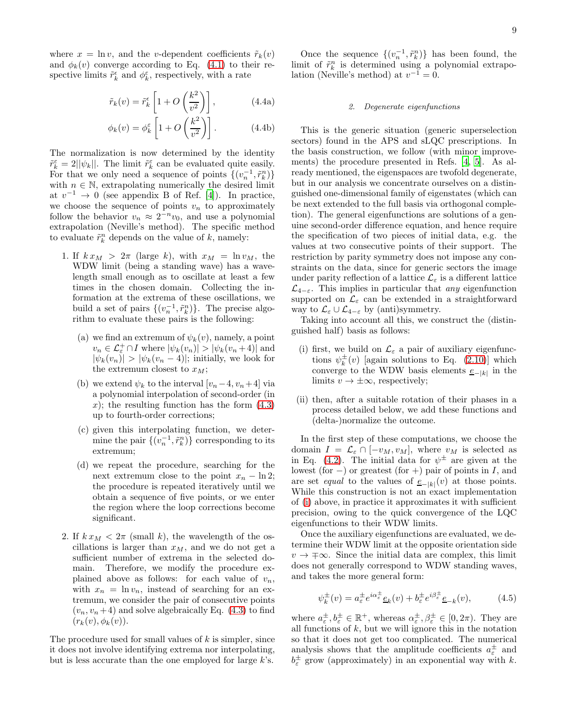where $x = \ln v$, and the $v$-dependent coefficients $\tilde{r}_k(v)$ and $\phi_k(v)$ converge according to Eq. (4.1) to their respective limits $\tilde{r}_k^\epsilon$ and $\phi_k^\varepsilon$, respectively, with a rate

$$\tilde{r}_k(v) = \tilde{r}_k^\epsilon \left[1 + O\left(\frac{k^2}{v^2}\right)\right], \tag{4.4a}$$

$$\phi_k(v) = \phi_k^\varepsilon \left[1 + O\left(\frac{k^2}{v^2}\right)\right]. \tag{4.4b}$$

The normalization is now determined by the identity $\tilde{r}_k^\varepsilon = 2||\psi_k||$. The limit $\tilde{r}_k^\varepsilon$ can be evaluated quite easily. For that we only need a sequence of points $\{(v_n^{-1}, \tilde{r}_k^n)\}$ with $n \in \mathbb{N}$, extrapolating numerically the desired limit at $v^{-1} \to 0$ (see appendix B of Ref. [4]). In practice, we choose the sequence of points $v_n$ to approximately follow the behavior $v_n \approx 2^{-n} v_0$, and use a polynomial extrapolation (Neville's method). The specific method to evaluate $\tilde{r}_k^n$ depends on the value of $k$, namely:

1. If $k\, x_M > 2\pi$ (large $k$), with $x_M = \ln v_M$, the WDW limit (being a standing wave) has a wavelength small enough as to oscillate at least a few times in the chosen domain. Collecting the information at the extrema of these oscillations, we build a set of pairs $\{(v_n^{-1}, \tilde{r}_k^n)\}$. The precise algorithm to evaluate these pairs is the following:

   (a) we find an extremum of $\psi_k(v)$, namely, a point $v_n \in \mathcal{L}_\varepsilon^+ \cap I$ where $|\psi_k(v_n)| > |\psi_k(v_n + 4)|$ and $|\psi_k(v_n)| > |\psi_k(v_n - 4)|$; initially, we look for the extremum closest to $x_M$;

   (b) we extend $\psi_k$ to the interval $[v_n - 4, v_n + 4]$ via a polynomial interpolation of second-order (in $x$); the resulting function has the form (4.3) up to fourth-order corrections;

   (c) given this interpolating function, we determine the pair $\{(v_n^{-1}, \tilde{r}_k^n)\}$ corresponding to its extremum;

   (d) we repeat the procedure, searching for the next extremum close to the point $x_n - \ln 2$; the procedure is repeated iteratively until we obtain a sequence of five points, or we enter the region where the loop corrections become significant.

2. If $k\, x_M < 2\pi$ (small $k$), the wavelength of the oscillations is larger than $x_M$, and we do not get a sufficient number of extrema in the selected domain. Therefore, we modify the procedure explained above as follows: for each value of $v_n$, with $x_n = \ln v_n$, instead of searching for an extremum, we consider the pair of consecutive points $(v_n, v_n + 4)$ and solve algebraically Eq. (4.3) to find $(r_k(v), \phi_k(v))$.

The procedure used for small values of $k$ is simpler, since it does not involve identifying extrema nor interpolating, but is less accurate than the one employed for large $k$'s.

Once the sequence $\{(v_n^{-1}, \tilde{r}_k^n)\}$ has been found, the limit of $\tilde{r}_k^n$ is determined using a polynomial extrapolation (Neville's method) at $v^{-1} = 0$.

#### 2. Degenerate eigenfunctions

This is the generic situation (generic superselection sectors) found in the APS and sLQC prescriptions. In the basis construction, we follow (with minor improvements) the procedure presented in Refs. [4, 5]. As already mentioned, the eigenspaces are twofold degenerate, but in our analysis we concentrate ourselves on a distinguished one-dimensional family of eigenstates (which can be next extended to the full basis via orthogonal completion). The general eigenfunctions are solutions of a genuine second-order difference equation, and hence require the specification of two pieces of initial data, e.g. the values at two consecutive points of their support. The restriction by parity symmetry does not impose any constraints on the data, since for generic sectors the image under parity reflection of a lattice $\mathcal{L}_\varepsilon$ is a different lattice $\mathcal{L}_{4-\varepsilon}$. This implies in particular that *any* eigenfunction supported on $\mathcal{L}_\varepsilon$ can be extended in a straightforward way to $\mathcal{L}_\varepsilon \cup \mathcal{L}_{4-\varepsilon}$ by (anti)symmetry.

Taking into account all this, we construct the (distinguished half) basis as follows:

(i) first, we build on $\mathcal{L}_\varepsilon$ a pair of auxiliary eigenfunctions $\psi_k^\pm(v)$ [again solutions to Eq. (2.10)] which converge to the WDW basis elements $\underline{e}_{-|k|}$ in the limits $v \to \pm\infty$, respectively;

(ii) then, after a suitable rotation of their phases in a process detailed below, we add these functions and (delta-)normalize the outcome.

In the first step of these computations, we choose the domain $I = \mathcal{L}_\varepsilon \cap [-v_M, v_M]$, where $v_M$ is selected as in Eq. (4.2). The initial data for $\psi^\pm$ are given at the lowest (for $-$) or greatest (for $+$) pair of points in $I$, and are set *equal* to the values of $\underline{e}_{-|k|}(v)$ at those points. While this construction is not an exact implementation of (i) above, in practice it approximates it with sufficient precision, owing to the quick convergence of the LQC eigenfunctions to their WDW limits.

Once the auxiliary eigenfunctions are evaluated, we determine their WDW limit at the opposite orientation side $v \to \mp\infty$. Since the initial data are complex, this limit does not generally correspond to WDW standing waves, and takes the more general form:

$$\psi_k^\pm(v) = a_\varepsilon^\pm e^{i\alpha_\varepsilon^\pm} \underline{e}_k(v) + b_\varepsilon^\pm e^{i\beta_\varepsilon^\pm} \underline{e}_{-k}(v), \tag{4.5}$$

where $a_\varepsilon^\pm, b_\varepsilon^\pm \in \mathbb{R}^+$, whereas $\alpha_\varepsilon^\pm, \beta_\varepsilon^\pm \in [0, 2\pi)$. They are all functions of $k$, but we will ignore this in the notation so that it does not get too complicated. The numerical analysis shows that the amplitude coefficients $a_\varepsilon^\pm$ and $b_\varepsilon^\pm$ grow (approximately) in an exponential way with $k$.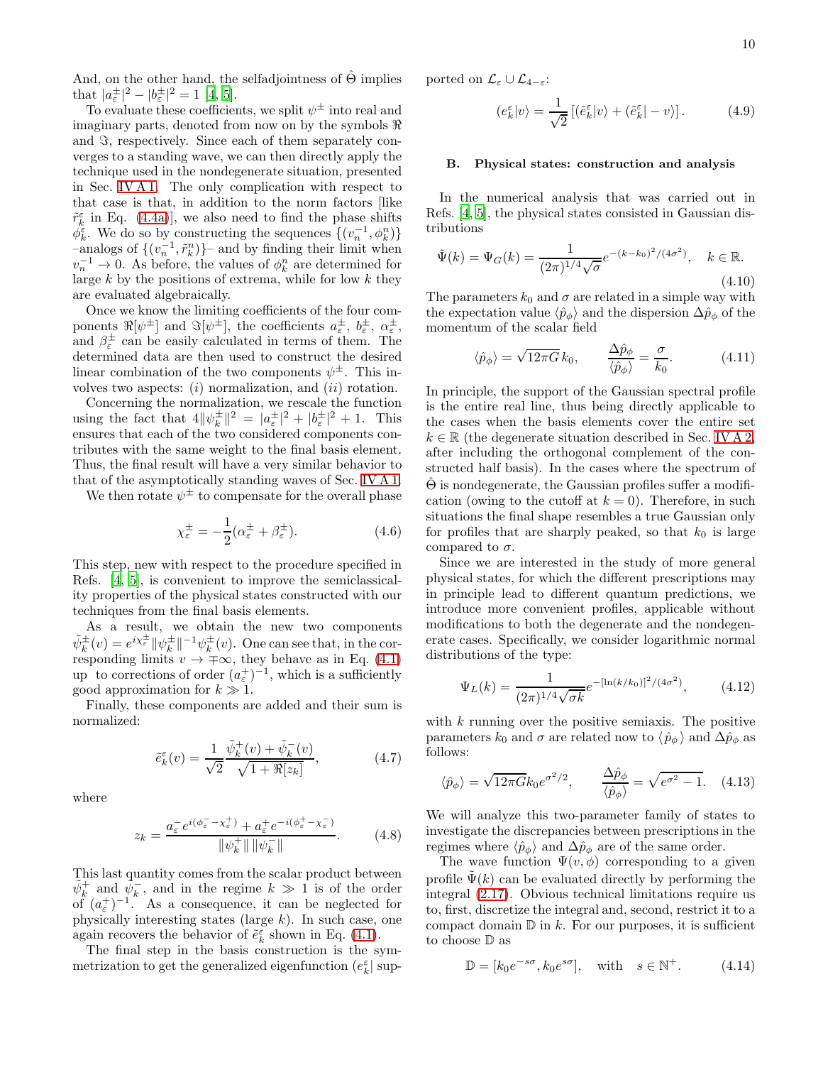And, on the other hand, the selfadjointness of $\hat{\Theta}$ implies that $|a_\varepsilon^\pm|^2 - |b_\varepsilon^\pm|^2 = 1$ [4, 5].

To evaluate these coefficients, we split $\psi^\pm$ into real and imaginary parts, denoted from now on by the symbols $\Re$ and $\Im$, respectively. Since each of them separately converges to a standing wave, we can then directly apply the technique used in the nondegenerate situation, presented in Sec. IV A 1. The only complication with respect to that case is that, in addition to the norm factors [like $\tilde{r}_k^\varepsilon$ in Eq. (4.4a)], we also need to find the phase shifts $\phi_k^\varepsilon$. We do so by constructing the sequences $\{(v_n^{-1}, \phi_k^n)\}$ –analogs of $\{(v_n^{-1}, \tilde{r}_k^n)\}$– and by finding their limit when $v_n^{-1} \to 0$. As before, the values of $\phi_k^n$ are determined for large $k$ by the positions of extrema, while for low $k$ they are evaluated algebraically.

Once we know the limiting coefficients of the four components $\Re[\psi^\pm]$ and $\Im[\psi^\pm]$, the coefficients $a_\varepsilon^\pm$, $b_\varepsilon^\pm$, $\alpha_\varepsilon^\pm$, and $\beta_\varepsilon^\pm$ can be easily calculated in terms of them. The determined data are then used to construct the desired linear combination of the two components $\psi^\pm$. This involves two aspects: $(i)$ normalization, and $(ii)$ rotation.

Concerning the normalization, we rescale the function using the fact that $4\|\psi_k^\pm\|^2 = |a_\varepsilon^\pm|^2 + |b_\varepsilon^\pm|^2 + 1$. This ensures that each of the two considered components contributes with the same weight to the final basis element. Thus, the final result will have a very similar behavior to that of the asymptotically standing waves of Sec. IV A 1.

We then rotate $\psi^\pm$ to compensate for the overall phase

$$\chi_\varepsilon^\pm = -\frac{1}{2}(\alpha_\varepsilon^\pm + \beta_\varepsilon^\pm). \tag{4.6}$$

This step, new with respect to the procedure specified in Refs. [4, 5], is convenient to improve the semiclassicality properties of the physical states constructed with our techniques from the final basis elements.

As a result, we obtain the new two components $\tilde{\psi}_k^\pm(v) = e^{i\chi_\varepsilon^\pm}\|\psi_k^\pm\|^{-1}\psi_k^\pm(v)$. One can see that, in the corresponding limits $v \to \mp\infty$, they behave as in Eq. (4.1) up to corrections of order $(a_\varepsilon^+)^{-1}$, which is a sufficiently good approximation for $k \gg 1$.

Finally, these components are added and their sum is normalized:

$$\tilde{e}_k^\varepsilon(v) = \frac{1}{\sqrt{2}}\frac{\tilde{\psi}_k^+(v) + \tilde{\psi}_k^-(v)}{\sqrt{1 + \Re[z_k]}}, \tag{4.7}$$

where

$$z_k = \frac{a_\varepsilon^- e^{i(\phi_\varepsilon^- - \chi_\varepsilon^+)} + a_\varepsilon^+ e^{-i(\phi_\varepsilon^+ - \chi_\varepsilon^-)}}{\|\psi_k^+\|\,\|\psi_k^-\|}. \tag{4.8}$$

This last quantity comes from the scalar product between $\tilde{\psi}_k^+$ and $\tilde{\psi}_k^-$, and in the regime $k \gg 1$ is of the order of $(a_\varepsilon^+)^{-1}$. As a consequence, it can be neglected for physically interesting states (large $k$). In such case, one again recovers the behavior of $\tilde{e}_k^\varepsilon$ shown in Eq. (4.1).

The final step in the basis construction is the symmetrization to get the generalized eigenfunction $(e_k^\varepsilon|$ supported on $\mathcal{L}_\varepsilon \cup \mathcal{L}_{4-\varepsilon}$:

$$(e_k^\varepsilon|v\rangle = \frac{1}{\sqrt{2}}\left[(\tilde{e}_k^\varepsilon|v\rangle + (\tilde{e}_k^\varepsilon|-v\rangle\right]. \tag{4.9}$$

### B. Physical states: construction and analysis

In the numerical analysis that was carried out in Refs. [4, 5], the physical states consisted in Gaussian distributions

$$\tilde{\Psi}(k) = \Psi_G(k) = \frac{1}{(2\pi)^{1/4}\sqrt{\sigma}}e^{-(k-k_0)^2/(4\sigma^2)}, \quad k \in \mathbb{R}. \tag{4.10}$$

The parameters $k_0$ and $\sigma$ are related in a simple way with the expectation value $\langle\hat{p}_\phi\rangle$ and the dispersion $\Delta\hat{p}_\phi$ of the momentum of the scalar field

$$\langle\hat{p}_\phi\rangle = \sqrt{12\pi G}\,k_0, \qquad \frac{\Delta\hat{p}_\phi}{\langle\hat{p}_\phi\rangle} = \frac{\sigma}{k_0}. \tag{4.11}$$

In principle, the support of the Gaussian spectral profile is the entire real line, thus being directly applicable to the cases when the basis elements cover the entire set $k \in \mathbb{R}$ (the degenerate situation described in Sec. IV A 2, after including the orthogonal complement of the constructed half basis). In the cases where the spectrum of $\hat{\Theta}$ is nondegenerate, the Gaussian profiles suffer a modification (owing to the cutoff at $k = 0$). Therefore, in such situations the final shape resembles a true Gaussian only for profiles that are sharply peaked, so that $k_0$ is large compared to $\sigma$.

Since we are interested in the study of more general physical states, for which the different prescriptions may in principle lead to different quantum predictions, we introduce more convenient profiles, applicable without modifications to both the degenerate and the nondegenerate cases. Specifically, we consider logarithmic normal distributions of the type:

$$\Psi_L(k) = \frac{1}{(2\pi)^{1/4}\sqrt{\sigma k}}e^{-[\ln(k/k_0)]^2/(4\sigma^2)}, \tag{4.12}$$

with $k$ running over the positive semiaxis. The positive parameters $k_0$ and $\sigma$ are related now to $\langle\hat{p}_\phi\rangle$ and $\Delta\hat{p}_\phi$ as follows:

$$\langle\hat{p}_\phi\rangle = \sqrt{12\pi G}k_0 e^{\sigma^2/2}, \qquad \frac{\Delta\hat{p}_\phi}{\langle\hat{p}_\phi\rangle} = \sqrt{e^{\sigma^2} - 1}. \tag{4.13}$$

We will analyze this two-parameter family of states to investigate the discrepancies between prescriptions in the regimes where $\langle\hat{p}_\phi\rangle$ and $\Delta\hat{p}_\phi$ are of the same order.

The wave function $\Psi(v, \phi)$ corresponding to a given profile $\tilde{\Psi}(k)$ can be evaluated directly by performing the integral (2.17). Obvious technical limitations require us to, first, discretize the integral and, second, restrict it to a compact domain $\mathbb{D}$ in $k$. For our purposes, it is sufficient to choose $\mathbb{D}$ as

$$\mathbb{D} = [k_0 e^{-s\sigma}, k_0 e^{s\sigma}], \quad \text{with} \quad s \in \mathbb{N}^+. \tag{4.14}$$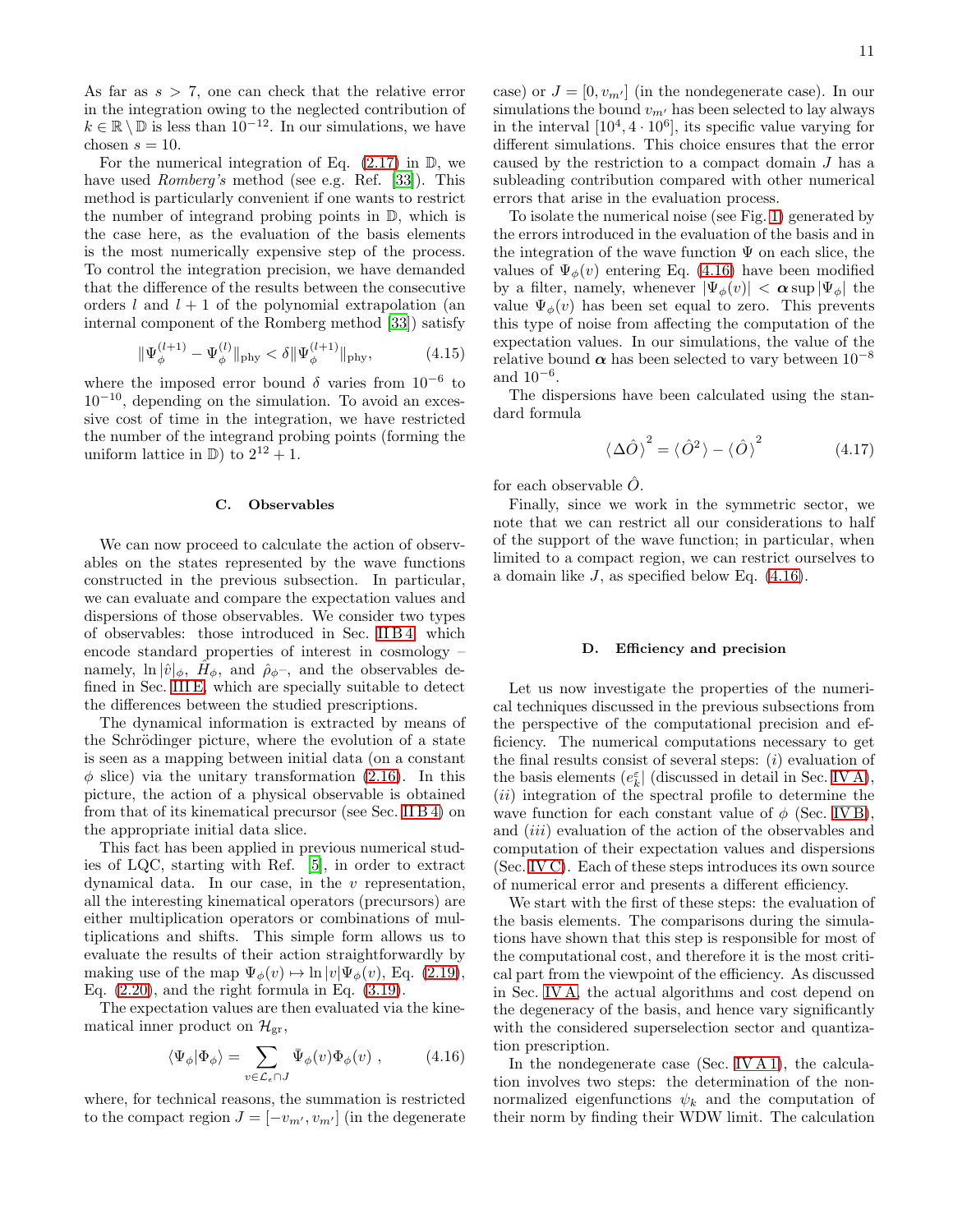As far as $s > 7$, one can check that the relative error in the integration owing to the neglected contribution of $k \in \mathbb{R} \setminus \mathbb{D}$ is less than $10^{-12}$. In our simulations, we have chosen $s = 10$.

For the numerical integration of Eq. (2.17) in $\mathbb{D}$, we have used *Romberg's* method (see e.g. Ref. [33]). This method is particularly convenient if one wants to restrict the number of integrand probing points in $\mathbb{D}$, which is the case here, as the evaluation of the basis elements is the most numerically expensive step of the process. To control the integration precision, we have demanded that the difference of the results between the consecutive orders $l$ and $l+1$ of the polynomial extrapolation (an internal component of the Romberg method [33]) satisfy

$$\|\Psi_\phi^{(l+1)} - \Psi_\phi^{(l)}\|_{\rm phy} < \delta \|\Psi_\phi^{(l+1)}\|_{\rm phy}, \tag{4.15}$$

where the imposed error bound $\delta$ varies from $10^{-6}$ to $10^{-10}$, depending on the simulation. To avoid an excessive cost of time in the integration, we have restricted the number of the integrand probing points (forming the uniform lattice in $\mathbb{D}$) to $2^{12} + 1$.

### C. Observables

We can now proceed to calculate the action of observables on the states represented by the wave functions constructed in the previous subsection. In particular, we can evaluate and compare the expectation values and dispersions of those observables. We consider two types of observables: those introduced in Sec. II B 4, which encode standard properties of interest in cosmology – namely, $\ln|\hat{v}|_\phi$, $\hat{H}_\phi$, and $\hat{\rho}_{\phi^-}$, and the observables defined in Sec. III E, which are specially suitable to detect the differences between the studied prescriptions.

The dynamical information is extracted by means of the Schrödinger picture, where the evolution of a state is seen as a mapping between initial data (on a constant $\phi$ slice) via the unitary transformation (2.16). In this picture, the action of a physical observable is obtained from that of its kinematical precursor (see Sec. II B 4) on the appropriate initial data slice.

This fact has been applied in previous numerical studies of LQC, starting with Ref. [5], in order to extract dynamical data. In our case, in the $v$ representation, all the interesting kinematical operators (precursors) are either multiplication operators or combinations of multiplications and shifts. This simple form allows us to evaluate the results of their action straightforwardly by making use of the map $\Psi_\phi(v) \mapsto \ln|v|\Psi_\phi(v)$, Eq. (2.19), Eq. (2.20), and the right formula in Eq. (3.19).

The expectation values are then evaluated via the kinematical inner product on $\mathcal{H}_{\rm gr}$,

$$\langle \Psi_\phi | \Phi_\phi \rangle = \sum_{v \in \mathcal{L}_\epsilon \cap J} \bar{\Psi}_\phi(v) \Phi_\phi(v) \ , \tag{4.16}$$

where, for technical reasons, the summation is restricted to the compact region $J = [-v_{m'}, v_{m'}]$ (in the degenerate case) or $J = [0, v_{m'}]$ (in the nondegenerate case). In our simulations the bound $v_{m'}$ has been selected to lay always in the interval $[10^4, 4 \cdot 10^6]$, its specific value varying for different simulations. This choice ensures that the error caused by the restriction to a compact domain $J$ has a subleading contribution compared with other numerical errors that arise in the evaluation process.

To isolate the numerical noise (see Fig. 1) generated by the errors introduced in the evaluation of the basis and in the integration of the wave function $\Psi$ on each slice, the values of $\Psi_\phi(v)$ entering Eq. (4.16) have been modified by a filter, namely, whenever $|\Psi_\phi(v)| < \boldsymbol{\alpha} \sup|\Psi_\phi|$ the value $\Psi_\phi(v)$ has been set equal to zero. This prevents this type of noise from affecting the computation of the expectation values. In our simulations, the value of the relative bound $\boldsymbol{\alpha}$ has been selected to vary between $10^{-8}$ and $10^{-6}$.

The dispersions have been calculated using the standard formula

$$\langle \Delta\hat{O} \rangle^2 = \langle \hat{O}^2 \rangle - \langle \hat{O} \rangle^2 \tag{4.17}$$

for each observable $\hat{O}$.

Finally, since we work in the symmetric sector, we note that we can restrict all our considerations to half of the support of the wave function; in particular, when limited to a compact region, we can restrict ourselves to a domain like $J$, as specified below Eq. (4.16).

### D. Efficiency and precision

Let us now investigate the properties of the numerical techniques discussed in the previous subsections from the perspective of the computational precision and efficiency. The numerical computations necessary to get the final results consist of several steps: (*i*) evaluation of the basis elements $(e_k^\varepsilon|$ (discussed in detail in Sec. IV A), (*ii*) integration of the spectral profile to determine the wave function for each constant value of $\phi$ (Sec. IV B), and (*iii*) evaluation of the action of the observables and computation of their expectation values and dispersions (Sec. IV C). Each of these steps introduces its own source of numerical error and presents a different efficiency.

We start with the first of these steps: the evaluation of the basis elements. The comparisons during the simulations have shown that this step is responsible for most of the computational cost, and therefore it is the most critical part from the viewpoint of the efficiency. As discussed in Sec. IV A, the actual algorithms and cost depend on the degeneracy of the basis, and hence vary significantly with the considered superselection sector and quantization prescription.

In the nondegenerate case (Sec. IV A 1), the calculation involves two steps: the determination of the nonnormalized eigenfunctions $\psi_k$ and the computation of their norm by finding their WDW limit. The calculation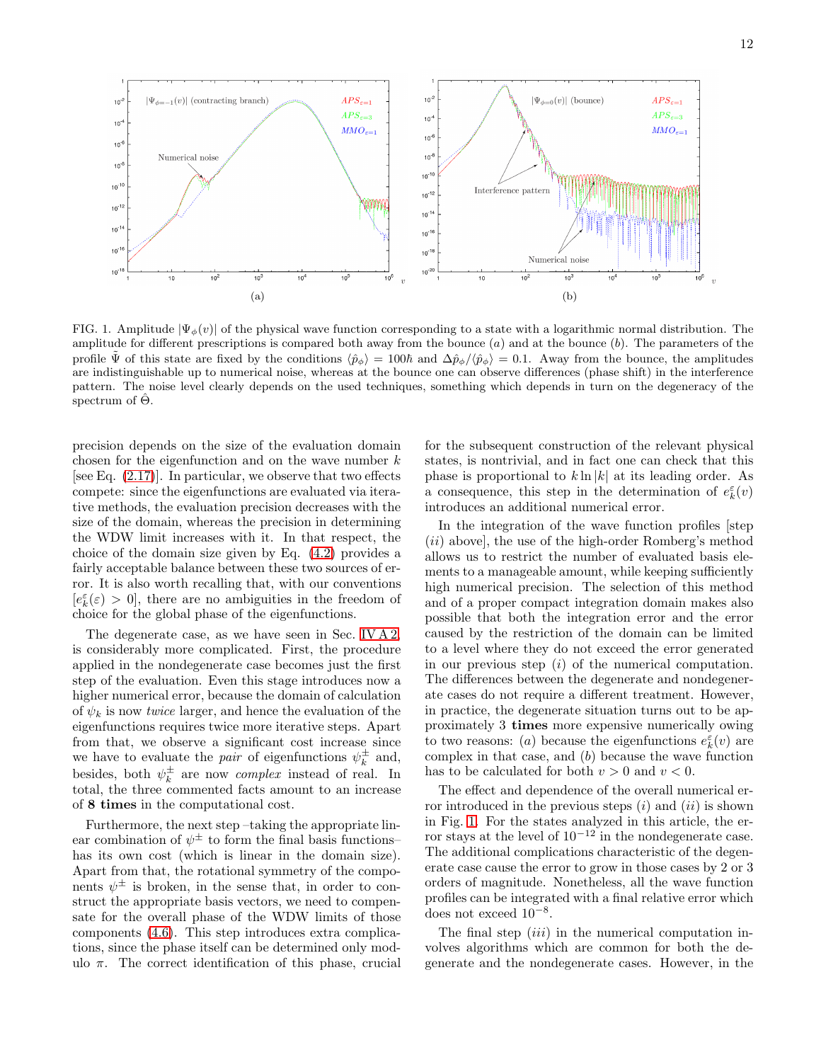FIG. 1. Amplitude $|\Psi_\phi(v)|$ of the physical wave function corresponding to a state with a logarithmic normal distribution. The amplitude for different prescriptions is compared both away from the bounce (a) and at the bounce (b). The parameters of the profile $\tilde{\Psi}$ of this state are fixed by the conditions $\langle\hat{p}_\phi\rangle = 100\hbar$ and $\Delta\hat{p}_\phi/\langle\hat{p}_\phi\rangle = 0.1$. Away from the bounce, the amplitudes are indistinguishable up to numerical noise, whereas at the bounce one can observe differences (phase shift) in the interference pattern. The noise level clearly depends on the used techniques, something which depends in turn on the degeneracy of the spectrum of $\hat{\Theta}$.

precision depends on the size of the evaluation domain chosen for the eigenfunction and on the wave number $k$ [see Eq. (2.17)]. In particular, we observe that two effects compete: since the eigenfunctions are evaluated via iterative methods, the evaluation precision decreases with the size of the domain, whereas the precision in determining the WDW limit increases with it. In that respect, the choice of the domain size given by Eq. (4.2) provides a fairly acceptable balance between these two sources of error. It is also worth recalling that, with our conventions $[e^\varepsilon_k(\varepsilon) > 0]$, there are no ambiguities in the freedom of choice for the global phase of the eigenfunctions.

The degenerate case, as we have seen in Sec. IV A 2, is considerably more complicated. First, the procedure applied in the nondegenerate case becomes just the first step of the evaluation. Even this stage introduces now a higher numerical error, because the domain of calculation of $\psi_k$ is now *twice* larger, and hence the evaluation of the eigenfunctions requires twice more iterative steps. Apart from that, we observe a significant cost increase since we have to evaluate the *pair* of eigenfunctions $\psi^\pm_k$ and, besides, both $\psi^\pm_k$ are now *complex* instead of real. In total, the three commented facts amount to an increase of **8 times** in the computational cost.

Furthermore, the next step –taking the appropriate linear combination of $\psi^\pm$ to form the final basis functions– has its own cost (which is linear in the domain size). Apart from that, the rotational symmetry of the components $\psi^\pm$ is broken, in the sense that, in order to construct the appropriate basis vectors, we need to compensate for the overall phase of the WDW limits of those components (4.6). This step introduces extra complications, since the phase itself can be determined only modulo $\pi$. The correct identification of this phase, crucial for the subsequent construction of the relevant physical states, is nontrivial, and in fact one can check that this phase is proportional to $k\ln|k|$ at its leading order. As a consequence, this step in the determination of $e^\varepsilon_k(v)$ introduces an additional numerical error.

In the integration of the wave function profiles [step (*ii*) above], the use of the high-order Romberg's method allows us to restrict the number of evaluated basis elements to a manageable amount, while keeping sufficiently high numerical precision. The selection of this method and of a proper compact integration domain makes also possible that both the integration error and the error caused by the restriction of the domain can be limited to a level where they do not exceed the error generated in our previous step (*i*) of the numerical computation. The differences between the degenerate and nondegenerate cases do not require a different treatment. However, in practice, the degenerate situation turns out to be approximately 3 **times** more expensive numerically owing to two reasons: (*a*) because the eigenfunctions $e^\varepsilon_k(v)$ are complex in that case, and (*b*) because the wave function has to be calculated for both $v > 0$ and $v < 0$.

The effect and dependence of the overall numerical error introduced in the previous steps (*i*) and (*ii*) is shown in Fig. 1. For the states analyzed in this article, the error stays at the level of $10^{-12}$ in the nondegenerate case. The additional complications characteristic of the degenerate case cause the error to grow in those cases by 2 or 3 orders of magnitude. Nonetheless, all the wave function profiles can be integrated with a final relative error which does not exceed $10^{-8}$.

The final step (*iii*) in the numerical computation involves algorithms which are common for both the degenerate and the nondegenerate cases. However, in the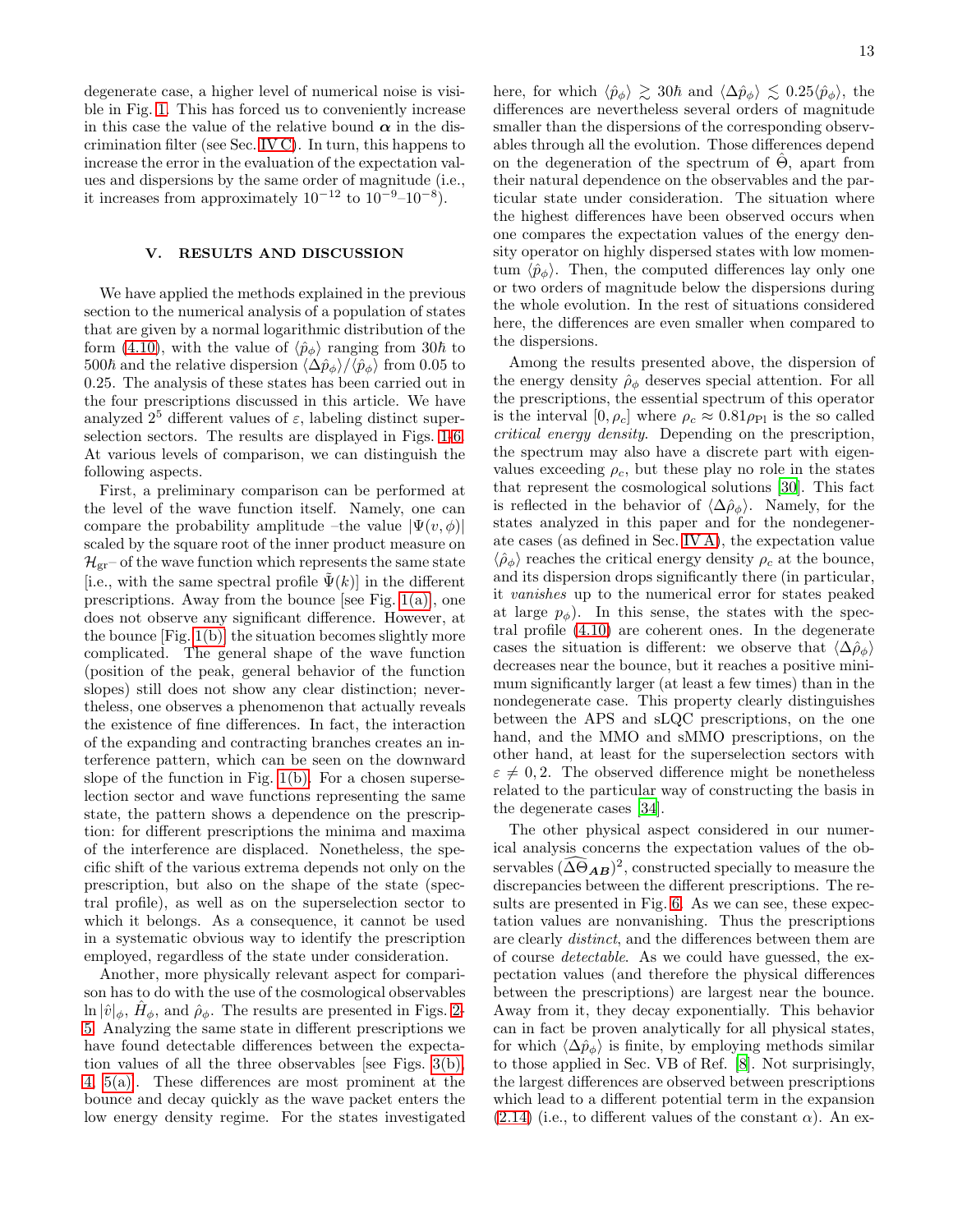degenerate case, a higher level of numerical noise is visible in Fig. 1. This has forced us to conveniently increase in this case the value of the relative bound $\boldsymbol{\alpha}$ in the discrimination filter (see Sec. IV C). In turn, this happens to increase the error in the evaluation of the expectation values and dispersions by the same order of magnitude (i.e., it increases from approximately $10^{-12}$ to $10^{-9}$–$10^{-8}$).

## V. RESULTS AND DISCUSSION

We have applied the methods explained in the previous section to the numerical analysis of a population of states that are given by a normal logarithmic distribution of the form (4.10), with the value of $\langle\hat{p}_\phi\rangle$ ranging from $30\hbar$ to $500\hbar$ and the relative dispersion $\langle\Delta\hat{p}_\phi\rangle/\langle\hat{p}_\phi\rangle$ from 0.05 to 0.25. The analysis of these states has been carried out in the four prescriptions discussed in this article. We have analyzed $2^5$ different values of $\varepsilon$, labeling distinct superselection sectors. The results are displayed in Figs. 1-6. At various levels of comparison, we can distinguish the following aspects.

First, a preliminary comparison can be performed at the level of the wave function itself. Namely, one can compare the probability amplitude –the value $|\Psi(v,\phi)|$ scaled by the square root of the inner product measure on $\mathcal{H}_{\rm gr}$– of the wave function which represents the same state [i.e., with the same spectral profile $\tilde{\Psi}(k)$] in the different prescriptions. Away from the bounce [see Fig. 1(a)], one does not observe any significant difference. However, at the bounce [Fig. 1(b)] the situation becomes slightly more complicated. The general shape of the wave function (position of the peak, general behavior of the function slopes) still does not show any clear distinction; nevertheless, one observes a phenomenon that actually reveals the existence of fine differences. In fact, the interaction of the expanding and contracting branches creates an interference pattern, which can be seen on the downward slope of the function in Fig. 1(b). For a chosen superselection sector and wave functions representing the same state, the pattern shows a dependence on the prescription: for different prescriptions the minima and maxima of the interference are displaced. Nonetheless, the specific shift of the various extrema depends not only on the prescription, but also on the shape of the state (spectral profile), as well as on the superselection sector to which it belongs. As a consequence, it cannot be used in a systematic obvious way to identify the prescription employed, regardless of the state under consideration.

Another, more physically relevant aspect for comparison has to do with the use of the cosmological observables $\ln|\hat{v}|_\phi$, $\hat{H}_\phi$, and $\hat{\rho}_\phi$. The results are presented in Figs. 2-5. Analyzing the same state in different prescriptions we have found detectable differences between the expectation values of all the three observables [see Figs. 3(b), 4, 5(a)]. These differences are most prominent at the bounce and decay quickly as the wave packet enters the low energy density regime. For the states investigated here, for which $\langle\hat{p}_\phi\rangle \gtrsim 30\hbar$ and $\langle\Delta\hat{p}_\phi\rangle \lesssim 0.25\langle\hat{p}_\phi\rangle$, the differences are nevertheless several orders of magnitude smaller than the dispersions of the corresponding observables through all the evolution. Those differences depend on the degeneration of the spectrum of $\hat{\Theta}$, apart from their natural dependence on the observables and the particular state under consideration. The situation where the highest differences have been observed occurs when one compares the expectation values of the energy density operator on highly dispersed states with low momentum $\langle\hat{p}_\phi\rangle$. Then, the computed differences lay only one or two orders of magnitude below the dispersions during the whole evolution. In the rest of situations considered here, the differences are even smaller when compared to the dispersions.

Among the results presented above, the dispersion of the energy density $\hat{\rho}_\phi$ deserves special attention. For all the prescriptions, the essential spectrum of this operator is the interval $[0,\rho_c]$ where $\rho_c \approx 0.81\rho_{\rm Pl}$ is the so called *critical energy density*. Depending on the prescription, the spectrum may also have a discrete part with eigenvalues exceeding $\rho_c$, but these play no role in the states that represent the cosmological solutions [30]. This fact is reflected in the behavior of $\langle\Delta\hat{\rho}_\phi\rangle$. Namely, for the states analyzed in this paper and for the nondegenerate cases (as defined in Sec. IV A), the expectation value $\langle\hat{\rho}_\phi\rangle$ reaches the critical energy density $\rho_c$ at the bounce, and its dispersion drops significantly there (in particular, it *vanishes* up to the numerical error for states peaked at large $p_\phi$). In this sense, the states with the spectral profile (4.10) are coherent ones. In the degenerate cases the situation is different: we observe that $\langle\Delta\hat{\rho}_\phi\rangle$ decreases near the bounce, but it reaches a positive minimum significantly larger (at least a few times) than in the nondegenerate case. This property clearly distinguishes between the APS and sLQC prescriptions, on the one hand, and the MMO and sMMO prescriptions, on the other hand, at least for the superselection sectors with $\varepsilon \neq 0, 2$. The observed difference might be nonetheless related to the particular way of constructing the basis in the degenerate cases [34].

The other physical aspect considered in our numerical analysis concerns the expectation values of the observables $(\widehat{\Delta\Theta}_{\boldsymbol{AB}})^2$, constructed specially to measure the discrepancies between the different prescriptions. The results are presented in Fig. 6. As we can see, these expectation values are nonvanishing. Thus the prescriptions are clearly *distinct*, and the differences between them are of course *detectable*. As we could have guessed, the expectation values (and therefore the physical differences between the prescriptions) are largest near the bounce. Away from it, they decay exponentially. This behavior can in fact be proven analytically for all physical states, for which $\langle\Delta\hat{p}_\phi\rangle$ is finite, by employing methods similar to those applied in Sec. VB of Ref. [8]. Not surprisingly, the largest differences are observed between prescriptions which lead to a different potential term in the expansion (2.14) (i.e., to different values of the constant $\alpha$). An ex-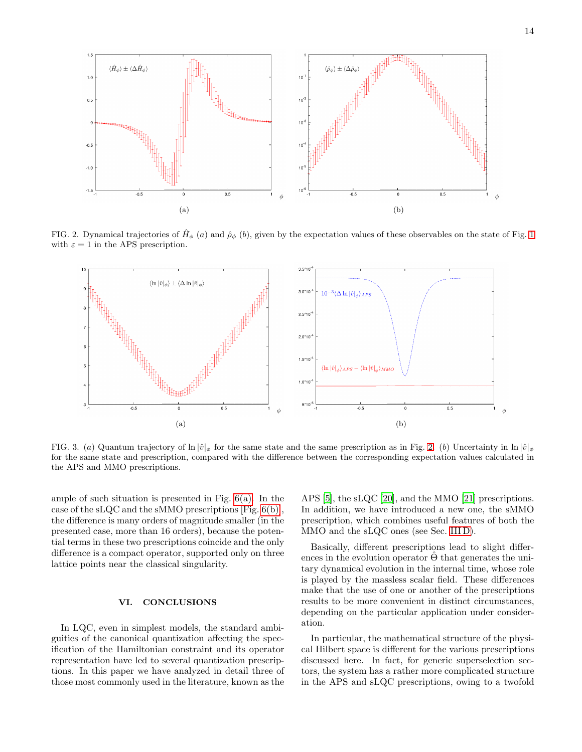FIG. 2. Dynamical trajectories of $\hat{H}_\phi$ $(a)$ and $\hat{\rho}_\phi$ $(b)$, given by the expectation values of these observables on the state of Fig. 1 with $\varepsilon = 1$ in the APS prescription.

FIG. 3. $(a)$ Quantum trajectory of $\ln|\hat{v}|_\phi$ for the same state and the same prescription as in Fig. 2. $(b)$ Uncertainty in $\ln|\hat{v}|_\phi$ for the same state and prescription, compared with the difference between the corresponding expectation values calculated in the APS and MMO prescriptions.

ample of such situation is presented in Fig. 6(a). In the case of the sLQC and the sMMO prescriptions [Fig. 6(b)], the difference is many orders of magnitude smaller (in the presented case, more than 16 orders), because the potential terms in these two prescriptions coincide and the only difference is a compact operator, supported only on three lattice points near the classical singularity.

## VI. CONCLUSIONS

In LQC, even in simplest models, the standard ambiguities of the canonical quantization affecting the specification of the Hamiltonian constraint and its operator representation have led to several quantization prescriptions. In this paper we have analyzed in detail three of those most commonly used in the literature, known as the APS [5], the sLQC [20], and the MMO [21] prescriptions. In addition, we have introduced a new one, the sMMO prescription, which combines useful features of both the MMO and the sLQC ones (see Sec. III D).

Basically, different prescriptions lead to slight differences in the evolution operator $\hat{\Theta}$ that generates the unitary dynamical evolution in the internal time, whose role is played by the massless scalar field. These differences make that the use of one or another of the prescriptions results to be more convenient in distinct circumstances, depending on the particular application under consideration.

In particular, the mathematical structure of the physical Hilbert space is different for the various prescriptions discussed here. In fact, for generic superselection sectors, the system has a rather more complicated structure in the APS and sLQC prescriptions, owing to a twofold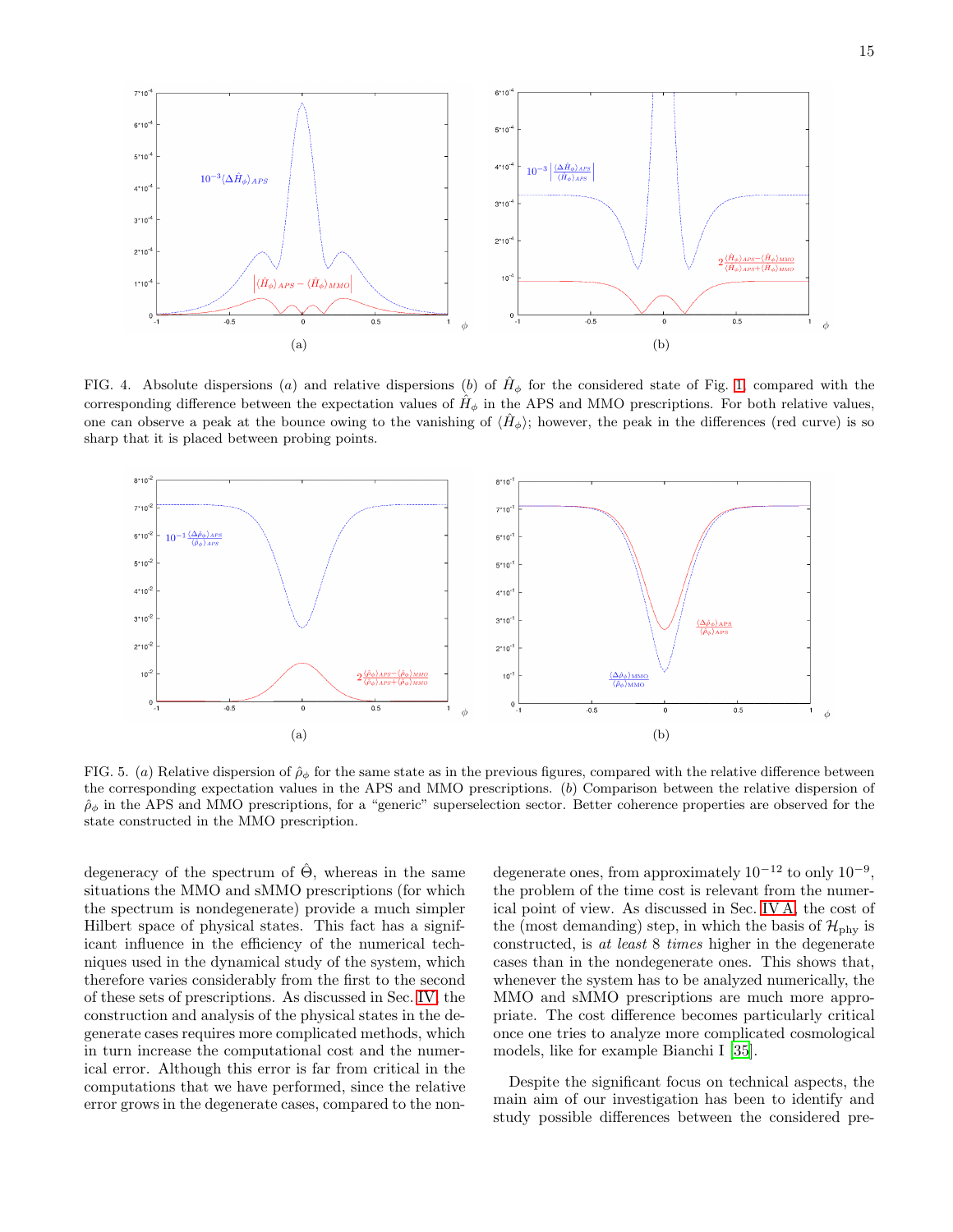FIG. 4. Absolute dispersions $(a)$ and relative dispersions $(b)$ of $\hat{H}_\phi$ for the considered state of Fig. 1, compared with the corresponding difference between the expectation values of $\hat{H}_\phi$ in the APS and MMO prescriptions. For both relative values, one can observe a peak at the bounce owing to the vanishing of $\langle \hat{H}_\phi \rangle$; however, the peak in the differences (red curve) is so sharp that it is placed between probing points.

FIG. 5. $(a)$ Relative dispersion of $\hat{\rho}_\phi$ for the same state as in the previous figures, compared with the relative difference between the corresponding expectation values in the APS and MMO prescriptions. $(b)$ Comparison between the relative dispersion of $\hat{\rho}_\phi$ in the APS and MMO prescriptions, for a "generic" superselection sector. Better coherence properties are observed for the state constructed in the MMO prescription.

degeneracy of the spectrum of $\hat{\Theta}$, whereas in the same situations the MMO and sMMO prescriptions (for which the spectrum is nondegenerate) provide a much simpler Hilbert space of physical states. This fact has a significant influence in the efficiency of the numerical techniques used in the dynamical study of the system, which therefore varies considerably from the first to the second of these sets of prescriptions. As discussed in Sec. IV the construction and analysis of the physical states in the degenerate cases requires more complicated methods, which in turn increase the computational cost and the numerical error. Although this error is far from critical in the computations that we have performed, since the relative error grows in the degenerate cases, compared to the nondegenerate ones, from approximately $10^{-12}$ to only $10^{-9}$, the problem of the time cost is relevant from the numerical point of view. As discussed in Sec. IV A, the cost of the (most demanding) step, in which the basis of $\mathcal{H}_{\text{phy}}$ is constructed, is *at least* 8 *times* higher in the degenerate cases than in the nondegenerate ones. This shows that, whenever the system has to be analyzed numerically, the MMO and sMMO prescriptions are much more appropriate. The cost difference becomes particularly critical once one tries to analyze more complicated cosmological models, like for example Bianchi I [35].

Despite the significant focus on technical aspects, the main aim of our investigation has been to identify and study possible differences between the considered pre-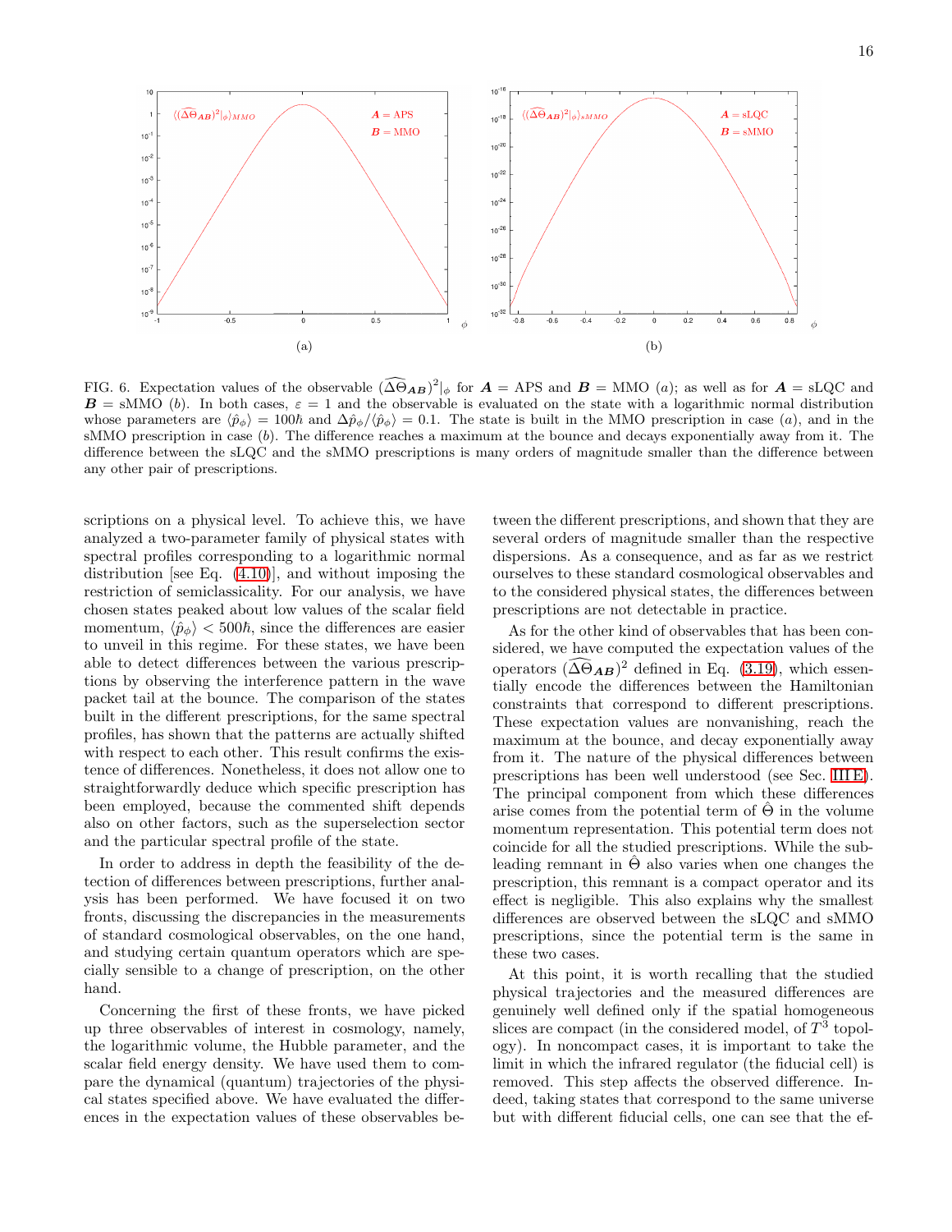10

1

$10^{-1}$

$10^{-2}$

$10^{-3}$

$10^{-4}$

$10^{-5}$

$10^{-6}$

$10^{-7}$

$10^{-8}$

$10^{-9}$

$\langle(\widehat{\Delta\Theta}_{\boldsymbol{AB}})^2|_\phi\rangle_{MMO}$

$\boldsymbol{A}$ = APS

$\boldsymbol{B}$ = MMO

-1 -0.5 0 0.5 1

$\phi$

(a)

$10^{-16}$

$10^{-18}$

$10^{-20}$

$10^{-22}$

$10^{-24}$

$10^{-26}$

$10^{-28}$

$10^{-30}$

$10^{-32}$

$\langle(\widehat{\Delta\Theta}_{\boldsymbol{AB}})^2|_\phi\rangle_{sMMO}$

$\boldsymbol{A}$ = sLQC

$\boldsymbol{B}$ = sMMO

-0.8 -0.6 -0.4 -0.2 0 0.2 0.4 0.6 0.8

$\phi$

(b)

FIG. 6. Expectation values of the observable $(\widehat{\Delta\Theta}_{\boldsymbol{AB}})^2|_\phi$ for $\boldsymbol{A}$ = APS and $\boldsymbol{B}$ = MMO $(a)$; as well as for $\boldsymbol{A}$ = sLQC and $\boldsymbol{B}$ = sMMO $(b)$. In both cases, $\varepsilon = 1$ and the observable is evaluated on the state with a logarithmic normal distribution whose parameters are $\langle\hat{p}_\phi\rangle = 100\hbar$ and $\Delta\hat{p}_\phi/\langle\hat{p}_\phi\rangle = 0.1$. The state is built in the MMO prescription in case $(a)$, and in the sMMO prescription in case $(b)$. The difference reaches a maximum at the bounce and decays exponentially away from it. The difference between the sLQC and the sMMO prescriptions is many orders of magnitude smaller than the difference between any other pair of prescriptions.

scriptions on a physical level. To achieve this, we have analyzed a two-parameter family of physical states with spectral profiles corresponding to a logarithmic normal distribution [see Eq. (4.10)], and without imposing the restriction of semiclassicality. For our analysis, we have chosen states peaked about low values of the scalar field momentum, $\langle\hat{p}_\phi\rangle < 500\hbar$, since the differences are easier to unveil in this regime. For these states, we have been able to detect differences between the various prescriptions by observing the interference pattern in the wave packet tail at the bounce. The comparison of the states built in the different prescriptions, for the same spectral profiles, has shown that the patterns are actually shifted with respect to each other. This result confirms the existence of differences. Nonetheless, it does not allow one to straightforwardly deduce which specific prescription has been employed, because the commented shift depends also on other factors, such as the superselection sector and the particular spectral profile of the state.

In order to address in depth the feasibility of the detection of differences between prescriptions, further analysis has been performed. We have focused it on two fronts, discussing the discrepancies in the measurements of standard cosmological observables, on the one hand, and studying certain quantum operators which are specially sensible to a change of prescription, on the other hand.

Concerning the first of these fronts, we have picked up three observables of interest in cosmology, namely, the logarithmic volume, the Hubble parameter, and the scalar field energy density. We have used them to compare the dynamical (quantum) trajectories of the physical states specified above. We have evaluated the differences in the expectation values of these observables between the different prescriptions, and shown that they are several orders of magnitude smaller than the respective dispersions. As a consequence, and as far as we restrict ourselves to these standard cosmological observables and to the considered physical states, the differences between prescriptions are not detectable in practice.

As for the other kind of observables that has been considered, we have computed the expectation values of the operators $(\widehat{\Delta\Theta}_{\boldsymbol{AB}})^2$ defined in Eq. (3.19), which essentially encode the differences between the Hamiltonian constraints that correspond to different prescriptions. These expectation values are nonvanishing, reach the maximum at the bounce, and decay exponentially away from it. The nature of the physical differences between prescriptions has been well understood (see Sec. III E). The principal component from which these differences arise comes from the potential term of $\hat{\Theta}$ in the volume momentum representation. This potential term does not coincide for all the studied prescriptions. While the subleading remnant in $\hat{\Theta}$ also varies when one changes the prescription, this remnant is a compact operator and its effect is negligible. This also explains why the smallest differences are observed between the sLQC and sMMO prescriptions, since the potential term is the same in these two cases.

At this point, it is worth recalling that the studied physical trajectories and the measured differences are genuinely well defined only if the spatial homogeneous slices are compact (in the considered model, of $T^3$ topology). In noncompact cases, it is important to take the limit in which the infrared regulator (the fiducial cell) is removed. This step affects the observed difference. Indeed, taking states that correspond to the same universe but with different fiducial cells, one can see that the ef-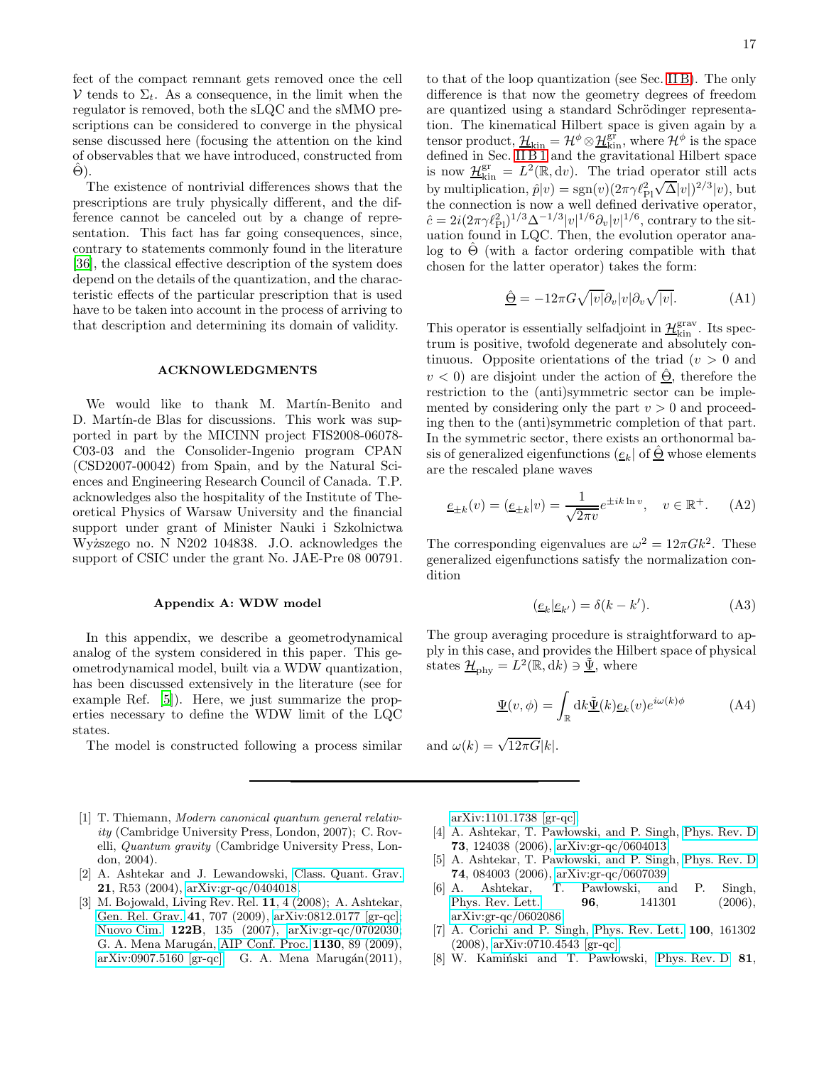fect of the compact remnant gets removed once the cell $\mathcal{V}$ tends to $\Sigma_t$. As a consequence, in the limit when the regulator is removed, both the sLQC and the sMMO prescriptions can be considered to converge in the physical sense discussed here (focusing the attention on the kind of observables that we have introduced, constructed from $\hat{\Theta}$).

The existence of nontrivial differences shows that the prescriptions are truly physically different, and the difference cannot be canceled out by a change of representation. This fact has far going consequences, since, contrary to statements commonly found in the literature [36], the classical effective description of the system does depend on the details of the quantization, and the characteristic effects of the particular prescription that is used have to be taken into account in the process of arriving to that description and determining its domain of validity.

### ACKNOWLEDGMENTS

We would like to thank M. Martín-Benito and D. Martín-de Blas for discussions. This work was supported in part by the MICINN project FIS2008-06078-C03-03 and the Consolider-Ingenio program CPAN (CSD2007-00042) from Spain, and by the Natural Sciences and Engineering Research Council of Canada. T.P. acknowledges also the hospitality of the Institute of Theoretical Physics of Warsaw University and the financial support under grant of Minister Nauki i Szkolnictwa Wyższego no. N N202 104838. J.O. acknowledges the support of CSIC under the grant No. JAE-Pre 08 00791.

### Appendix A: WDW model

In this appendix, we describe a geometrodynamical analog of the system considered in this paper. This geometrodynamical model, built via a WDW quantization, has been discussed extensively in the literature (see for example Ref. [5]). Here, we just summarize the properties necessary to define the WDW limit of the LQC states.

The model is constructed following a process similar to that of the loop quantization (see Sec. II B). The only difference is that now the geometry degrees of freedom are quantized using a standard Schrödinger representation. The kinematical Hilbert space is given again by a tensor product, $\underline{\mathcal{H}}_{\rm kin} = \mathcal{H}^{\phi} \otimes \underline{\mathcal{H}}^{\rm gr}_{\rm kin}$, where $\mathcal{H}^{\phi}$ is the space defined in Sec. II B 1 and the gravitational Hilbert space is now $\underline{\mathcal{H}}^{\rm gr}_{\rm kin} = L^2(\mathbb{R}, {\rm d}v)$. The triad operator still acts by multiplication, $\hat{p}|v) = {\rm sgn}(v)(2\pi\gamma\ell_{\rm Pl}^2\sqrt{\Delta}|v|)^{2/3}|v)$, but the connection is now a well defined derivative operator, $\hat{c} = 2i(2\pi\gamma\ell_{\rm Pl}^2)^{1/3}\Delta^{-1/3}|v|^{1/6}\partial_v|v|^{1/6}$, contrary to the situation found in LQC. Then, the evolution operator analog to $\hat{\Theta}$ (with a factor ordering compatible with that chosen for the latter operator) takes the form:

$$\hat{\underline{\Theta}} = -12\pi G\sqrt{|v|}\partial_v|v|\partial_v\sqrt{|v|}. \tag{A1}$$

This operator is essentially selfadjoint in $\underline{\mathcal{H}}^{\rm grav}_{\rm kin}$. Its spectrum is positive, twofold degenerate and absolutely continuous. Opposite orientations of the triad ($v > 0$ and $v < 0$) are disjoint under the action of $\hat{\underline{\Theta}}$, therefore the restriction to the (anti)symmetric sector can be implemented by considering only the part $v > 0$ and proceeding then to the (anti)symmetric completion of that part. In the symmetric sector, there exists an orthonormal basis of generalized eigenfunctions $(\underline{e}_k|$ of $\hat{\underline{\Theta}}$ whose elements are the rescaled plane waves

$$\underline{e}_{\pm k}(v) = (\underline{e}_{\pm k}|v) = \frac{1}{\sqrt{2\pi v}}e^{\pm ik\ln v}, \quad v \in \mathbb{R}^+. \tag{A2}$$

The corresponding eigenvalues are $\omega^2 = 12\pi G k^2$. These generalized eigenfunctions satisfy the normalization condition

$$(\underline{e}_k|\underline{e}_{k'}) = \delta(k - k'). \tag{A3}$$

The group averaging procedure is straightforward to apply in this case, and provides the Hilbert space of physical states $\underline{\mathcal{H}}_{\rm phy} = L^2(\mathbb{R}, {\rm d}k) \ni \underline{\tilde{\Psi}}$, where

$$\underline{\Psi}(v, \phi) = \int_{\mathbb{R}} {\rm d}k\,\underline{\tilde{\Psi}}(k)\underline{e}_k(v)e^{i\omega(k)\phi} \tag{A4}$$

and $\omega(k) = \sqrt{12\pi G}|k|$.

---

[1] T. Thiemann, *Modern canonical quantum general relativity* (Cambridge University Press, London, 2007); C. Rovelli, *Quantum gravity* (Cambridge University Press, London, 2004).

[2] A. Ashtekar and J. Lewandowski, Class. Quant. Grav. **21**, R53 (2004), arXiv:gr-qc/0404018.

[3] M. Bojowald, Living Rev. Rel. **11**, 4 (2008); A. Ashtekar, Gen. Rel. Grav. **41**, 707 (2009), arXiv:0812.0177 [gr-qc]; Nuovo Cim. **122B**, 135 (2007), arXiv:gr-qc/0702030; G. A. Mena Marugán, AIP Conf. Proc. **1130**, 89 (2009), arXiv:0907.5160 [gr-qc]; G. A. Mena Marugán(2011), arXiv:1101.1738 [gr-qc].

[4] A. Ashtekar, T. Pawłowski, and P. Singh, Phys. Rev. D **73**, 124038 (2006), arXiv:gr-qc/0604013.

[5] A. Ashtekar, T. Pawłowski, and P. Singh, Phys. Rev. D **74**, 084003 (2006), arXiv:gr-qc/0607039.

[6] A. Ashtekar, T. Pawłowski, and P. Singh, Phys. Rev. Lett. **96**, 141301 (2006), arXiv:gr-qc/0602086.

[7] A. Corichi and P. Singh, Phys. Rev. Lett. **100**, 161302 (2008), arXiv:0710.4543 [gr-qc].

[8] W. Kamiński and T. Pawłowski, Phys. Rev. D **81**,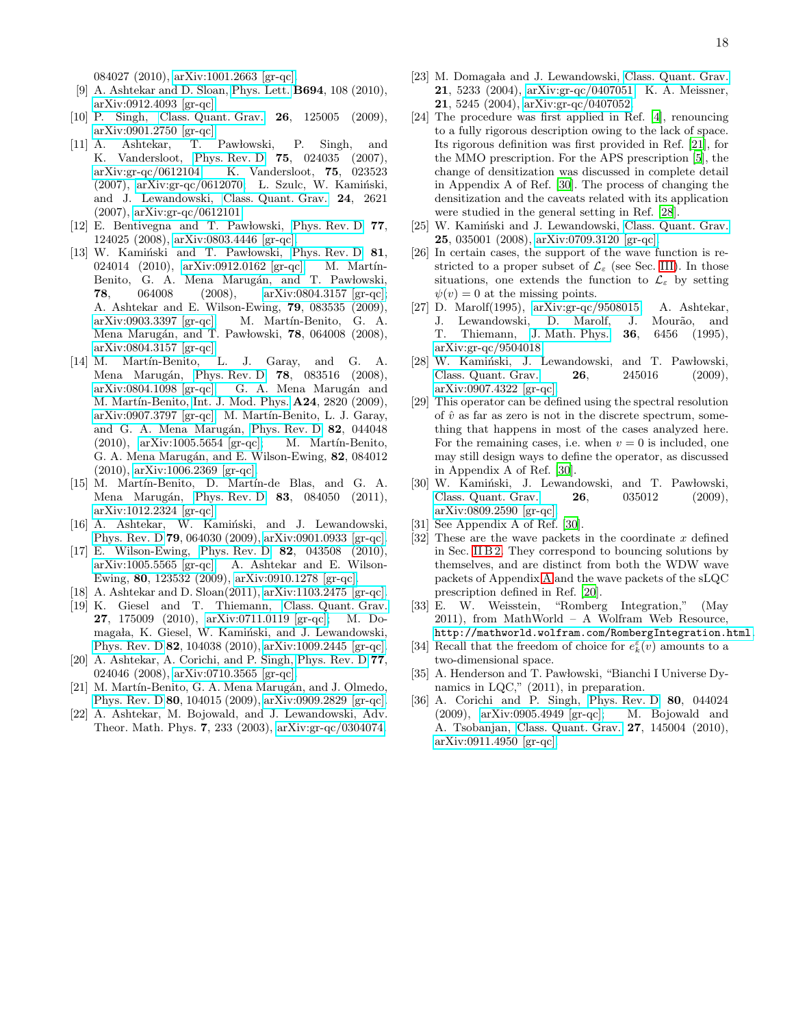084027 (2010), arXiv:1001.2663 [gr-qc].

[9] A. Ashtekar and D. Sloan, Phys. Lett. **B694**, 108 (2010), arXiv:0912.4093 [gr-qc].

[10] P. Singh, Class. Quant. Grav. **26**, 125005 (2009), arXiv:0901.2750 [gr-qc].

[11] A. Ashtekar, T. Pawłowski, P. Singh, and K. Vandersloot, Phys. Rev. D **75**, 024035 (2007), arXiv:gr-qc/0612104; K. Vandersloot, **75**, 023523 (2007), arXiv:gr-qc/0612070; L. Szulc, W. Kamiński, and J. Lewandowski, Class. Quant. Grav. **24**, 2621 (2007), arXiv:gr-qc/0612101.

[12] E. Bentivegna and T. Pawłowski, Phys. Rev. D **77**, 124025 (2008), arXiv:0803.4446 [gr-qc].

[13] W. Kamiński and T. Pawłowski, Phys. Rev. D **81**, 024014 (2010), arXiv:0912.0162 [gr-qc]; M. Martín-Benito, G. A. Mena Marugán, and T. Pawłowski, **78**, 064008 (2008), arXiv:0804.3157 [gr-qc]; A. Ashtekar and E. Wilson-Ewing, **79**, 083535 (2009), arXiv:0903.3397 [gr-qc]; M. Martín-Benito, G. A. Mena Marugán, and T. Pawłowski, **78**, 064008 (2008), arXiv:0804.3157 [gr-qc].

[14] M. Martín-Benito, L. J. Garay, and G. A. Mena Marugán, Phys. Rev. D **78**, 083516 (2008), arXiv:0804.1098 [gr-qc]; G. A. Mena Marugán and M. Martín-Benito, Int. J. Mod. Phys. **A24**, 2820 (2009), arXiv:0907.3797 [gr-qc]; M. Martín-Benito, L. J. Garay, and G. A. Mena Marugán, Phys. Rev. D **82**, 044048 (2010), arXiv:1005.5654 [gr-qc]; M. Martín-Benito, G. A. Mena Marugán, and E. Wilson-Ewing, **82**, 084012 (2010), arXiv:1006.2369 [gr-qc].

[15] M. Martín-Benito, D. Martín-de Blas, and G. A. Mena Marugán, Phys. Rev. D **83**, 084050 (2011), arXiv:1012.2324 [gr-qc].

[16] A. Ashtekar, W. Kamiński, and J. Lewandowski, Phys. Rev. D **79**, 064030 (2009), arXiv:0901.0933 [gr-qc].

[17] E. Wilson-Ewing, Phys. Rev. D **82**, 043508 (2010), arXiv:1005.5565 [gr-qc]; A. Ashtekar and E. Wilson-Ewing, **80**, 123532 (2009), arXiv:0910.1278 [gr-qc].

[18] A. Ashtekar and D. Sloan(2011), arXiv:1103.2475 [gr-qc].

[19] K. Giesel and T. Thiemann, Class. Quant. Grav. **27**, 175009 (2010), arXiv:0711.0119 [gr-qc]; M. Domagała, K. Giesel, W. Kamiński, and J. Lewandowski, Phys. Rev. D **82**, 104038 (2010), arXiv:1009.2445 [gr-qc].

[20] A. Ashtekar, A. Corichi, and P. Singh, Phys. Rev. D **77**, 024046 (2008), arXiv:0710.3565 [gr-qc].

[21] M. Martín-Benito, G. A. Mena Marugán, and J. Olmedo, Phys. Rev. D **80**, 104015 (2009), arXiv:0909.2829 [gr-qc].

[22] A. Ashtekar, M. Bojowald, and J. Lewandowski, Adv. Theor. Math. Phys. **7**, 233 (2003), arXiv:gr-qc/0304074.

[23] M. Domagała and J. Lewandowski, Class. Quant. Grav. **21**, 5233 (2004), arXiv:gr-qc/0407051; K. A. Meissner, **21**, 5245 (2004), arXiv:gr-qc/0407052.

[24] The procedure was first applied in Ref. [4], renouncing to a fully rigorous description owing to the lack of space. Its rigorous definition was first provided in Ref. [21], for the MMO prescription. For the APS prescription [5], the change of densitization was discussed in complete detail in Appendix A of Ref. [30]. The process of changing the densitization and the caveats related with its application were studied in the general setting in Ref. [28].

[25] W. Kamiński and J. Lewandowski, Class. Quant. Grav. **25**, 035001 (2008), arXiv:0709.3120 [gr-qc].

[26] In certain cases, the support of the wave function is restricted to a proper subset of $\mathcal{L}_\varepsilon$ (see Sec. III). In those situations, one extends the function to $\mathcal{L}_\varepsilon$ by setting $\psi(v) = 0$ at the missing points.

[27] D. Marolf(1995), arXiv:gr-qc/9508015; A. Ashtekar, J. Lewandowski, D. Marolf, J. Mourão, and T. Thiemann, J. Math. Phys. **36**, 6456 (1995), arXiv:gr-qc/9504018.

[28] W. Kamiński, J. Lewandowski, and T. Pawłowski, Class. Quant. Grav. **26**, 245016 (2009), arXiv:0907.4322 [gr-qc].

[29] This operator can be defined using the spectral resolution of $\hat{v}$ as far as zero is not in the discrete spectrum, something that happens in most of the cases analyzed here. For the remaining cases, i.e. when $v = 0$ is included, one may still design ways to define the operator, as discussed in Appendix A of Ref. [30].

[30] W. Kamiński, J. Lewandowski, and T. Pawłowski, Class. Quant. Grav. **26**, 035012 (2009), arXiv:0809.2590 [gr-qc].

[31] See Appendix A of Ref. [30].

[32] These are the wave packets in the coordinate $x$ defined in Sec. II B 2. They correspond to bouncing solutions by themselves, and are distinct from both the WDW wave packets of Appendix A and the wave packets of the sLQC prescription defined in Ref. [20].

[33] E. W. Weisstein, "Romberg Integration," (May 2011), from MathWorld – A Wolfram Web Resource, `http://mathworld.wolfram.com/RombergIntegration.html`.

[34] Recall that the freedom of choice for $e^\varepsilon_k(v)$ amounts to a two-dimensional space.

[35] A. Henderson and T. Pawłowski, "Bianchi I Universe Dynamics in LQC," (2011), in preparation.

[36] A. Corichi and P. Singh, Phys. Rev. D **80**, 044024 (2009), arXiv:0905.4949 [gr-qc]; M. Bojowald and A. Tsobanjan, Class. Quant. Grav. **27**, 145004 (2010), arXiv:0911.4950 [gr-qc].